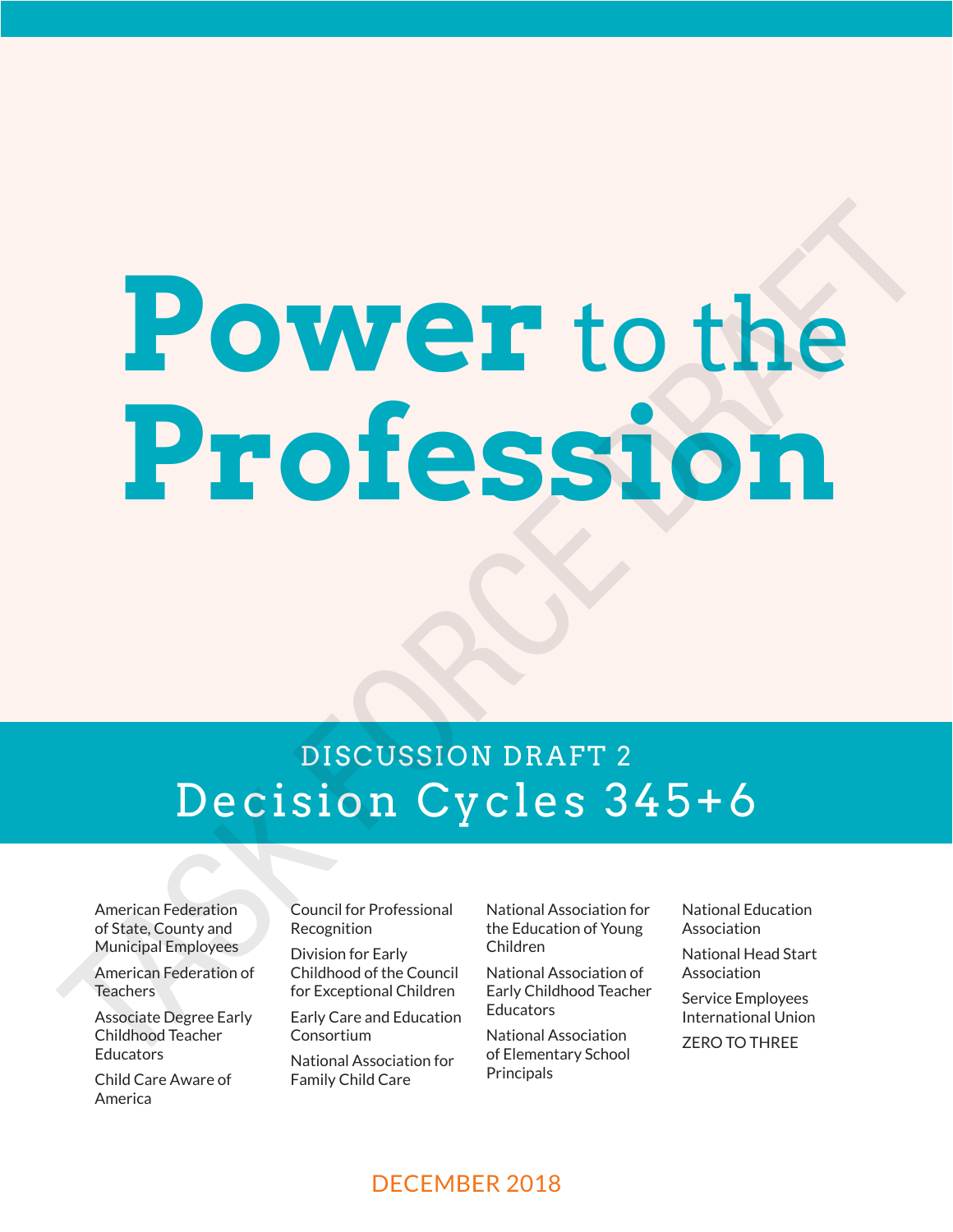# Power to the Profession

## DISCUSSION DRAFT 2

## Decision Cycles 345+6

TASK FORCE DRAFT

American Federation of State, County and Municipal Employees

American Federation of Teachers

Associate Degree Early Childhood Teacher Educators

Child Care Aware of America

Council for Professional Recognition

Division for Early Childhood of the Council for Exceptional Children

Early Care and Education Consortium

National Association for Family Child Care

National Association for the Education of Young Children

National Association of Early Childhood Teacher Educators

National Association of Elementary School Principals

National Education Association

National Head Start Association

Service Employees International Union

ZERO TO THREE

DECEMBER 2018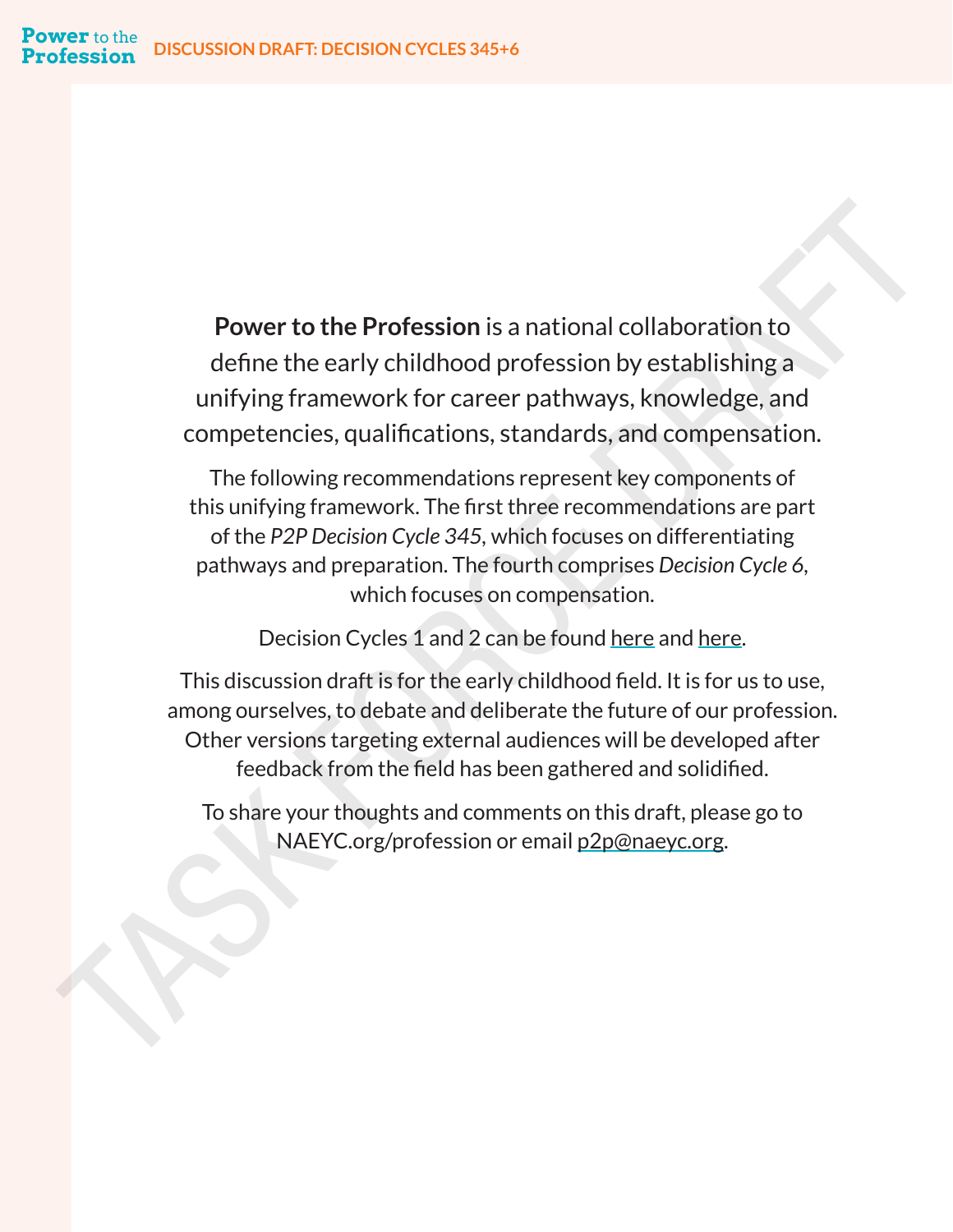**Power to the Profession** is a national collaboration to define the early childhood profession by establishing a unifying framework for career pathways, knowledge, and competencies, qualifications, standards, and compensation.

The following recommendations represent key components of this unifying framework. The first three recommendations are part of the *P2P Decision Cycle 345*, which focuses on differentiating pathways and preparation. The fourth comprises *Decision Cycle 6*, which focuses on compensation.

Decision Cycles 1 and 2 can be found here and here.

This discussion draft is for the early childhood field. It is for us to use, among ourselves, to debate and deliberate the future of our profession. Other versions targeting external audiences will be developed after feedback from the field has been gathered and solidified.

To share your thoughts and comments on this draft, please go to NAEYC.org/profession or email p2p@naeyc.org.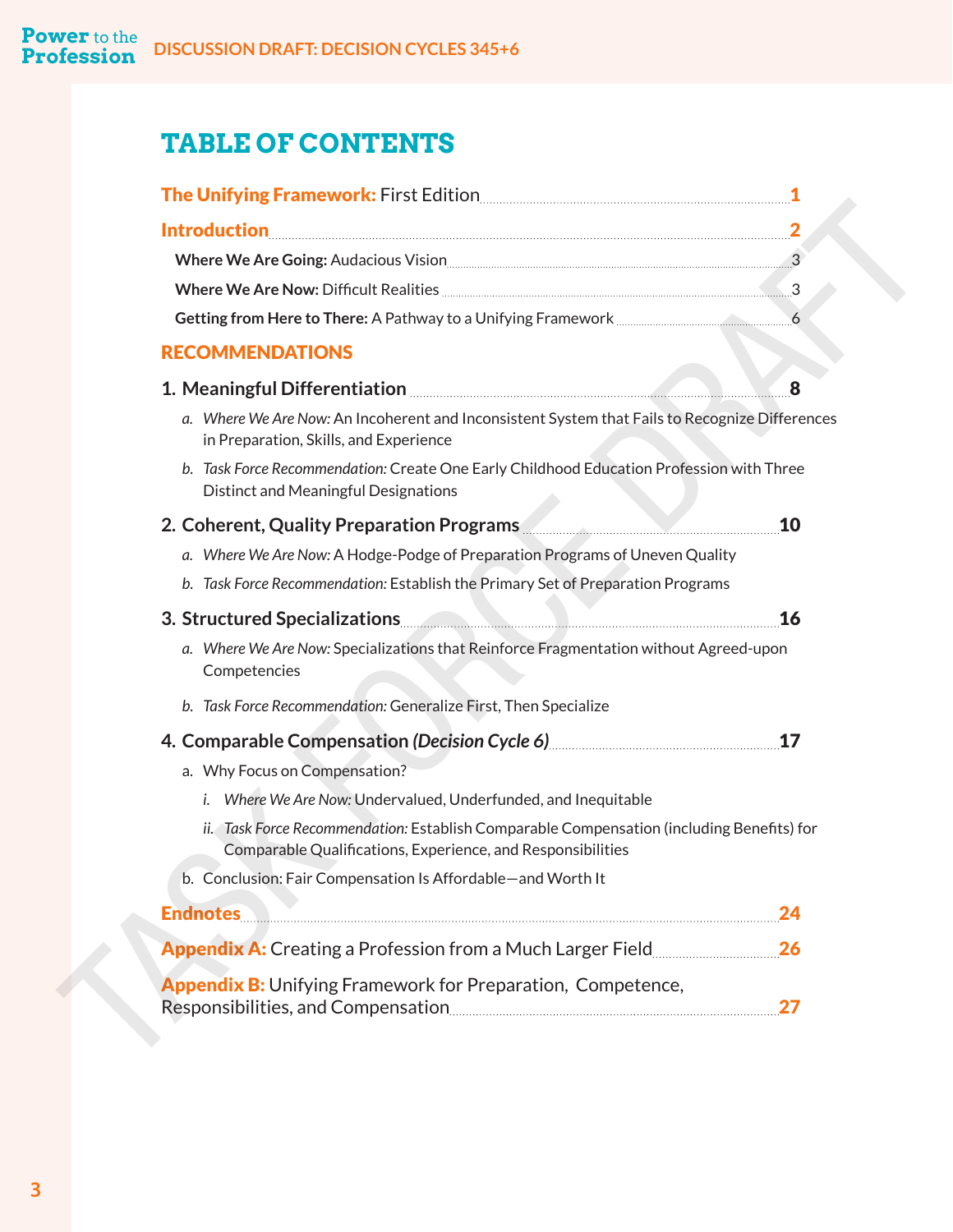# TABLE OF CONTENTS

**The Unifying Framework:** First Edition ..... 1

**Introduction** ..... 2

- **Where We Are Going:** Audacious Vision ..... 3
- **Where We Are Now:** Difficult Realities ..... 3
- **Getting from Here to There:** A Pathway to a Unifying Framework ..... 6

## RECOMMENDATIONS

**1. Meaningful Differentiation** ..... 8

- a. *Where We Are Now:* An Incoherent and Inconsistent System that Fails to Recognize Differences in Preparation, Skills, and Experience
- b. *Task Force Recommendation:* Create One Early Childhood Education Profession with Three Distinct and Meaningful Designations

**2. Coherent, Quality Preparation Programs** ..... 10

- a. *Where We Are Now:* A Hodge-Podge of Preparation Programs of Uneven Quality
- b. *Task Force Recommendation:* Establish the Primary Set of Preparation Programs

**3. Structured Specializations** ..... 16

- a. *Where We Are Now:* Specializations that Reinforce Fragmentation without Agreed-upon Competencies
- b. *Task Force Recommendation:* Generalize First, Then Specialize

**4. Comparable Compensation *(Decision Cycle 6)*** ..... 17

- a. Why Focus on Compensation?
  - i. *Where We Are Now:* Undervalued, Underfunded, and Inequitable
  - ii. *Task Force Recommendation:* Establish Comparable Compensation (including Benefits) for Comparable Qualifications, Experience, and Responsibilities
- b. Conclusion: Fair Compensation Is Affordable—and Worth It

**Endnotes** ..... 24

**Appendix A:** Creating a Profession from a Much Larger Field ..... 26

**Appendix B:** Unifying Framework for Preparation, Competence, Responsibilities, and Compensation ..... 27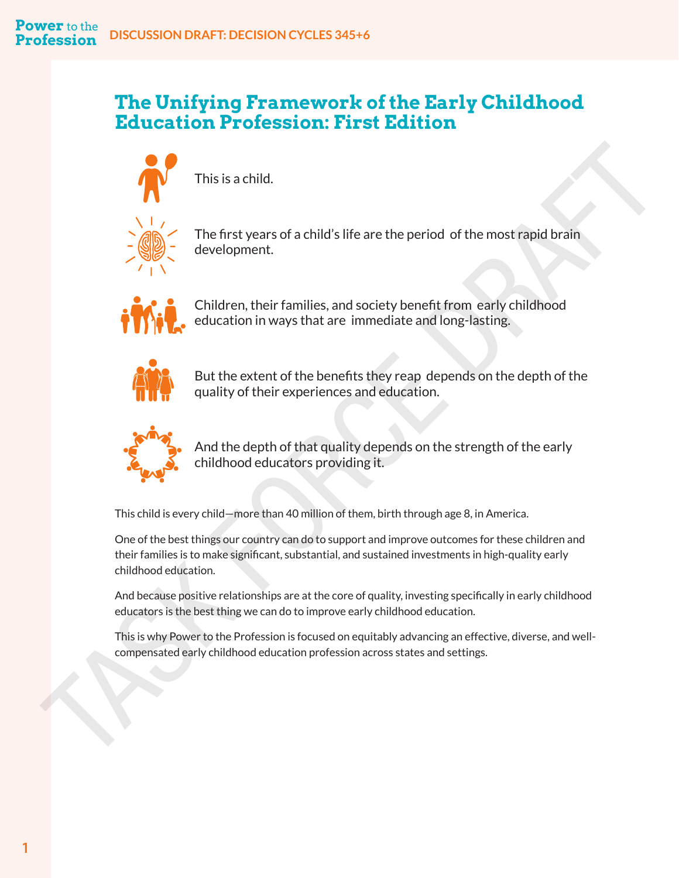# The Unifying Framework of the Early Childhood Education Profession: First Edition

This is a child.

The first years of a child's life are the period of the most rapid brain development.

Children, their families, and society benefit from early childhood education in ways that are immediate and long-lasting.

But the extent of the benefits they reap depends on the depth of the quality of their experiences and education.

And the depth of that quality depends on the strength of the early childhood educators providing it.

This child is every child—more than 40 million of them, birth through age 8, in America.

One of the best things our country can do to support and improve outcomes for these children and their families is to make significant, substantial, and sustained investments in high-quality early childhood education.

And because positive relationships are at the core of quality, investing specifically in early childhood educators is the best thing we can do to improve early childhood education.

This is why Power to the Profession is focused on equitably advancing an effective, diverse, and well-compensated early childhood education profession across states and settings.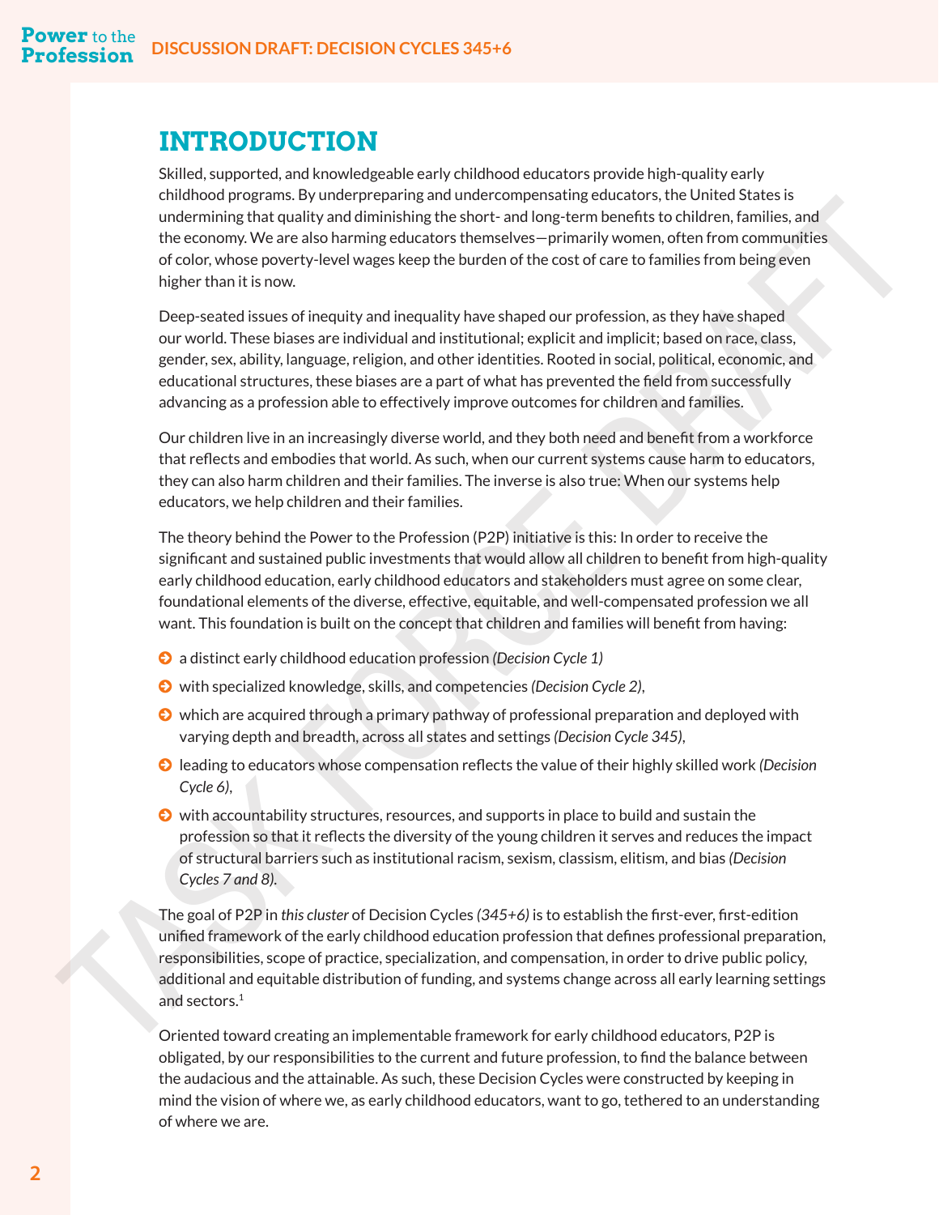# INTRODUCTION

Skilled, supported, and knowledgeable early childhood educators provide high-quality early childhood programs. By underpreparing and undercompensating educators, the United States is undermining that quality and diminishing the short- and long-term benefits to children, families, and the economy. We are also harming educators themselves—primarily women, often from communities of color, whose poverty-level wages keep the burden of the cost of care to families from being even higher than it is now.

Deep-seated issues of inequity and inequality have shaped our profession, as they have shaped our world. These biases are individual and institutional; explicit and implicit; based on race, class, gender, sex, ability, language, religion, and other identities. Rooted in social, political, economic, and educational structures, these biases are a part of what has prevented the field from successfully advancing as a profession able to effectively improve outcomes for children and families.

Our children live in an increasingly diverse world, and they both need and benefit from a workforce that reflects and embodies that world. As such, when our current systems cause harm to educators, they can also harm children and their families. The inverse is also true: When our systems help educators, we help children and their families.

The theory behind the Power to the Profession (P2P) initiative is this: In order to receive the significant and sustained public investments that would allow all children to benefit from high-quality early childhood education, early childhood educators and stakeholders must agree on some clear, foundational elements of the diverse, effective, equitable, and well-compensated profession we all want. This foundation is built on the concept that children and families will benefit from having:

- a distinct early childhood education profession *(Decision Cycle 1)*
- with specialized knowledge, skills, and competencies *(Decision Cycle 2)*,
- which are acquired through a primary pathway of professional preparation and deployed with varying depth and breadth, across all states and settings *(Decision Cycle 345)*,
- leading to educators whose compensation reflects the value of their highly skilled work *(Decision Cycle 6)*,
- with accountability structures, resources, and supports in place to build and sustain the profession so that it reflects the diversity of the young children it serves and reduces the impact of structural barriers such as institutional racism, sexism, classism, elitism, and bias *(Decision Cycles 7 and 8)*.

The goal of P2P in *this cluster* of Decision Cycles *(345+6)* is to establish the first-ever, first-edition unified framework of the early childhood education profession that defines professional preparation, responsibilities, scope of practice, specialization, and compensation, in order to drive public policy, additional and equitable distribution of funding, and systems change across all early learning settings and sectors.[1]

Oriented toward creating an implementable framework for early childhood educators, P2P is obligated, by our responsibilities to the current and future profession, to find the balance between the audacious and the attainable. As such, these Decision Cycles were constructed by keeping in mind the vision of where we, as early childhood educators, want to go, tethered to an understanding of where we are.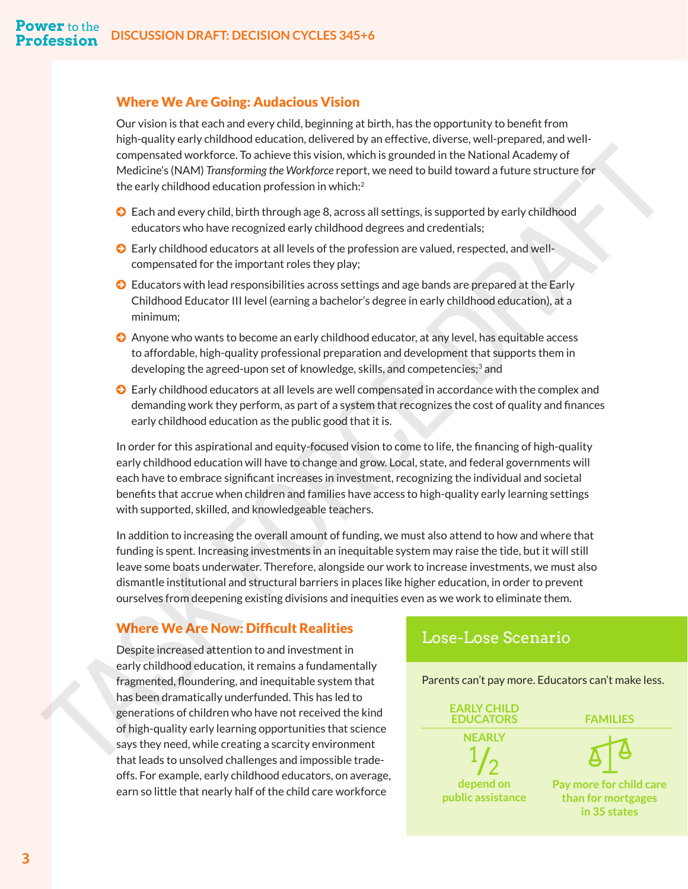## Where We Are Going: Audacious Vision

Our vision is that each and every child, beginning at birth, has the opportunity to benefit from high-quality early childhood education, delivered by an effective, diverse, well-prepared, and well-compensated workforce. To achieve this vision, which is grounded in the National Academy of Medicine's (NAM) *Transforming the Workforce* report, we need to build toward a future structure for the early childhood education profession in which:[2]

- Each and every child, birth through age 8, across all settings, is supported by early childhood educators who have recognized early childhood degrees and credentials;
- Early childhood educators at all levels of the profession are valued, respected, and well-compensated for the important roles they play;
- Educators with lead responsibilities across settings and age bands are prepared at the Early Childhood Educator III level (earning a bachelor's degree in early childhood education), at a minimum;
- Anyone who wants to become an early childhood educator, at any level, has equitable access to affordable, high-quality professional preparation and development that supports them in developing the agreed-upon set of knowledge, skills, and competencies;[3] and
- Early childhood educators at all levels are well compensated in accordance with the complex and demanding work they perform, as part of a system that recognizes the cost of quality and finances early childhood education as the public good that it is.

In order for this aspirational and equity-focused vision to come to life, the financing of high-quality early childhood education will have to change and grow. Local, state, and federal governments will each have to embrace significant increases in investment, recognizing the individual and societal benefits that accrue when children and families have access to high-quality early learning settings with supported, skilled, and knowledgeable teachers.

In addition to increasing the overall amount of funding, we must also attend to how and where that funding is spent. Increasing investments in an inequitable system may raise the tide, but it will still leave some boats underwater. Therefore, alongside our work to increase investments, we must also dismantle institutional and structural barriers in places like higher education, in order to prevent ourselves from deepening existing divisions and inequities even as we work to eliminate them.

## Where We Are Now: Difficult Realities

Despite increased attention to and investment in early childhood education, it remains a fundamentally fragmented, floundering, and inequitable system that has been dramatically underfunded. This has led to generations of children who have not received the kind of high-quality early learning opportunities that science says they need, while creating a scarcity environment that leads to unsolved challenges and impossible trade-offs. For example, early childhood educators, on average, earn so little that nearly half of the child care workforce

### Lose-Lose Scenario

Parents can't pay more. Educators can't make less.

| EARLY CHILD EDUCATORS | FAMILIES |
|---|---|
| NEARLY 1/2 depend on public assistance | Pay more for child care than for mortgages in 35 states |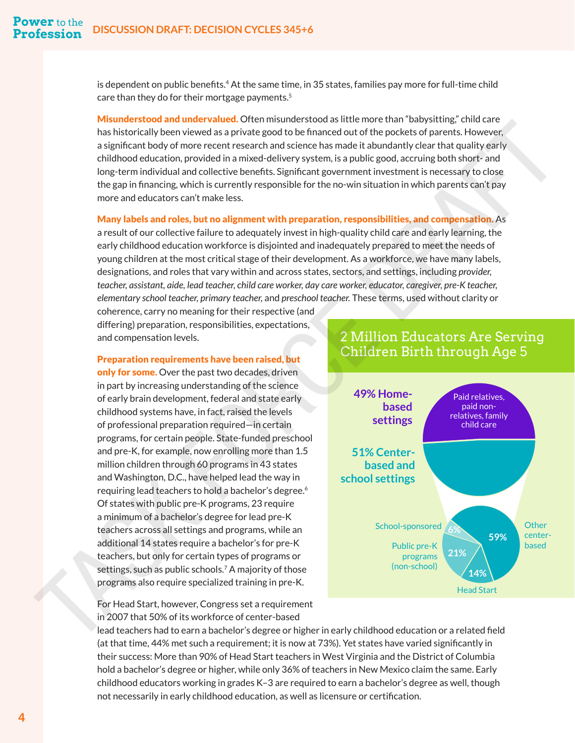is dependent on public benefits.[4] At the same time, in 35 states, families pay more for full-time child care than they do for their mortgage payments.[5]

**Misunderstood and undervalued.** Often misunderstood as little more than "babysitting," child care has historically been viewed as a private good to be financed out of the pockets of parents. However, a significant body of more recent research and science has made it abundantly clear that quality early childhood education, provided in a mixed-delivery system, is a public good, accruing both short- and long-term individual and collective benefits. Significant government investment is necessary to close the gap in financing, which is currently responsible for the no-win situation in which parents can't pay more and educators can't make less.

**Many labels and roles, but no alignment with preparation, responsibilities, and compensation.** As a result of our collective failure to adequately invest in high-quality child care and early learning, the early childhood education workforce is disjointed and inadequately prepared to meet the needs of young children at the most critical stage of their development. As a workforce, we have many labels, designations, and roles that vary within and across states, sectors, and settings, including *provider, teacher, assistant, aide, lead teacher, child care worker, day care worker, educator, caregiver, pre-K teacher, elementary school teacher, primary teacher,* and *preschool teacher.* These terms, used without clarity or coherence, carry no meaning for their respective (and differing) preparation, responsibilities, expectations, and compensation levels.

**Preparation requirements have been raised, but only for some.** Over the past two decades, driven in part by increasing understanding of the science of early brain development, federal and state early childhood systems have, in fact, raised the levels of professional preparation required—in certain programs, for certain people. State-funded preschool and pre-K, for example, now enrolling more than 1.5 million children through 60 programs in 43 states and Washington, D.C., have helped lead the way in requiring lead teachers to hold a bachelor's degree.[6] Of states with public pre-K programs, 23 require a minimum of a bachelor's degree for lead pre-K teachers across all settings and programs, while an additional 14 states require a bachelor's for pre-K teachers, but only for certain types of programs or settings, such as public schools.[7] A majority of those programs also require specialized training in pre-K.

For Head Start, however, Congress set a requirement in 2007 that 50% of its workforce of center-based lead teachers had to earn a bachelor's degree or higher in early childhood education or a related field (at that time, 44% met such a requirement; it is now at 73%). Yet states have varied significantly in their success: More than 90% of Head Start teachers in West Virginia and the District of Columbia hold a bachelor's degree or higher, while only 36% of teachers in New Mexico claim the same. Early childhood educators working in grades K–3 are required to earn a bachelor's degree as well, though not necessarily in early childhood education, as well as licensure or certification.

## 2 Million Educators Are Serving Children Birth through Age 5

- **49% Home-based settings**: Paid relatives, paid non-relatives, family child care
- **51% Center-based and school settings**:
  - Other center-based: 59%
  - Public pre-K programs (non-school): 21%
  - Head Start: 14%
  - School-sponsored: 6%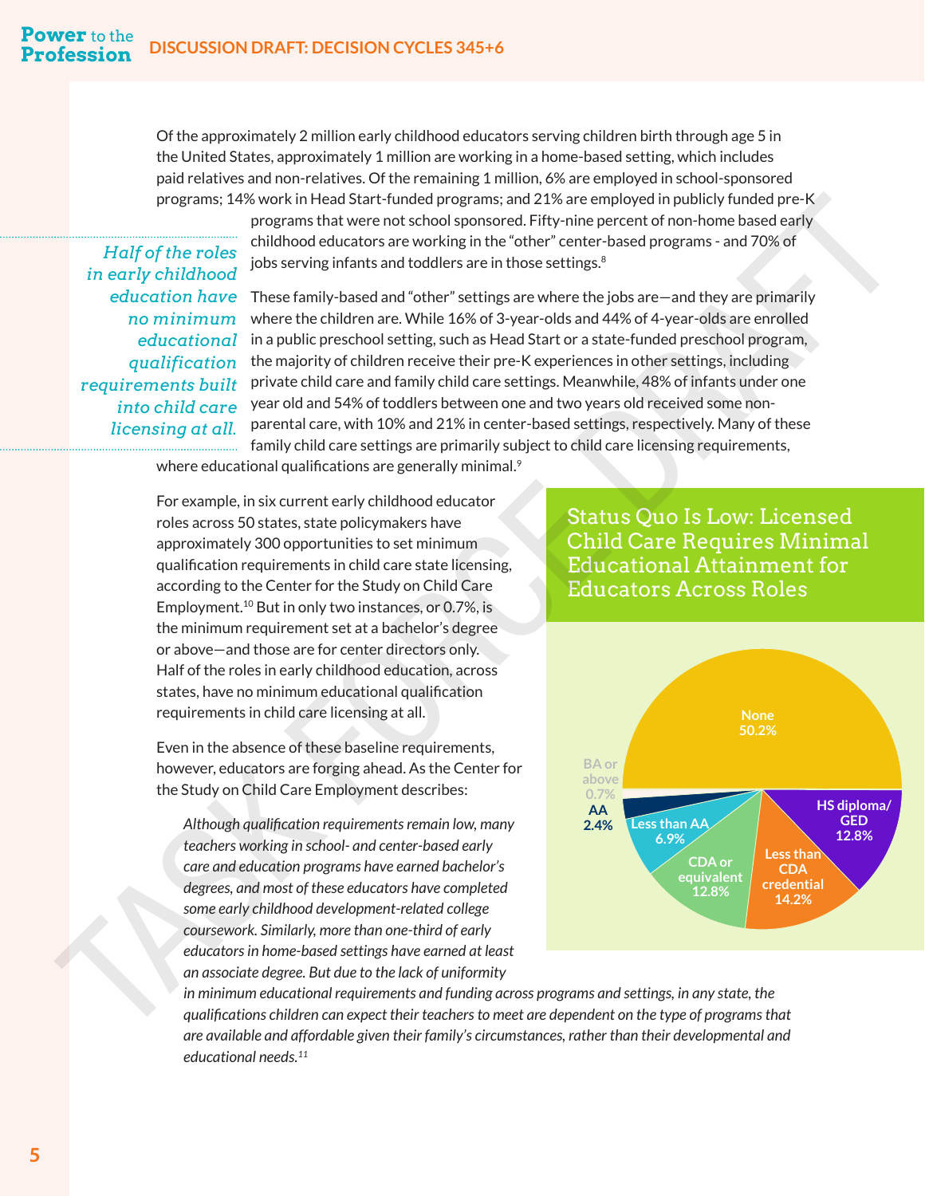Of the approximately 2 million early childhood educators serving children birth through age 5 in the United States, approximately 1 million are working in a home-based setting, which includes paid relatives and non-relatives. Of the remaining 1 million, 6% are employed in school-sponsored programs; 14% work in Head Start-funded programs; and 21% are employed in publicly funded pre-K programs that were not school sponsored. Fifty-nine percent of non-home based early childhood educators are working in the "other" center-based programs - and 70% of jobs serving infants and toddlers are in those settings.[8]

*Half of the roles in early childhood education have no minimum educational qualification requirements built into child care licensing at all.*

These family-based and "other" settings are where the jobs are—and they are primarily where the children are. While 16% of 3-year-olds and 44% of 4-year-olds are enrolled in a public preschool setting, such as Head Start or a state-funded preschool program, the majority of children receive their pre-K experiences in other settings, including private child care and family child care settings. Meanwhile, 48% of infants under one year old and 54% of toddlers between one and two years old received some non-parental care, with 10% and 21% in center-based settings, respectively. Many of these family child care settings are primarily subject to child care licensing requirements, where educational qualifications are generally minimal.[9]

For example, in six current early childhood educator roles across 50 states, state policymakers have approximately 300 opportunities to set minimum qualification requirements in child care state licensing, according to the Center for the Study on Child Care Employment.[10] But in only two instances, or 0.7%, is the minimum requirement set at a bachelor's degree or above—and those are for center directors only. Half of the roles in early childhood education, across states, have no minimum educational qualification requirements in child care licensing at all.

Even in the absence of these baseline requirements, however, educators are forging ahead. As the Center for the Study on Child Care Employment describes:

> *Although qualification requirements remain low, many teachers working in school- and center-based early care and education programs have earned bachelor's degrees, and most of these educators have completed some early childhood development-related college coursework. Similarly, more than one-third of early educators in home-based settings have earned at least an associate degree. But due to the lack of uniformity in minimum educational requirements and funding across programs and settings, in any state, the qualifications children can expect their teachers to meet are dependent on the type of programs that are available and affordable given their family's circumstances, rather than their developmental and educational needs.*[11]

## Status Quo Is Low: Licensed Child Care Requires Minimal Educational Attainment for Educators Across Roles

| Minimum requirement | Share |
|---|---|
| None | 50.2% |
| HS diploma/GED | 12.8% |
| Less than CDA credential | 14.2% |
| CDA or equivalent | 12.8% |
| Less than AA | 6.9% |
| AA | 2.4% |
| BA or above | 0.7% |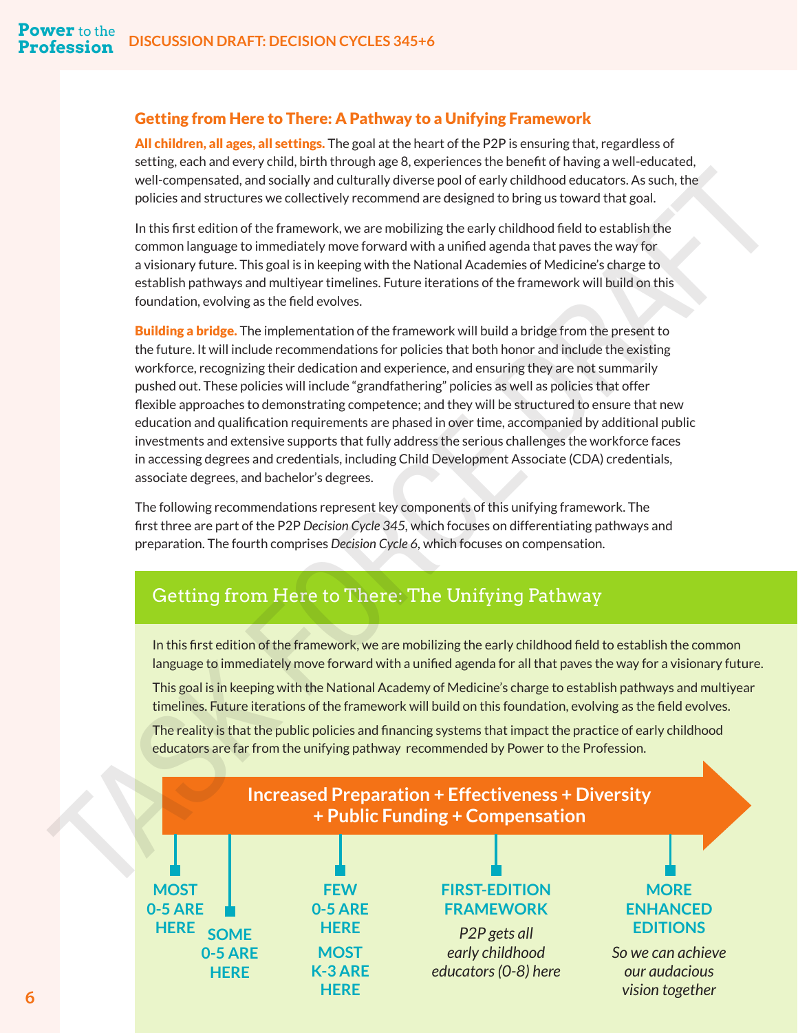## Getting from Here to There: A Pathway to a Unifying Framework

**All children, all ages, all settings.** The goal at the heart of the P2P is ensuring that, regardless of setting, each and every child, birth through age 8, experiences the benefit of having a well-educated, well-compensated, and socially and culturally diverse pool of early childhood educators. As such, the policies and structures we collectively recommend are designed to bring us toward that goal.

In this first edition of the framework, we are mobilizing the early childhood field to establish the common language to immediately move forward with a unified agenda that paves the way for a visionary future. This goal is in keeping with the National Academies of Medicine's charge to establish pathways and multiyear timelines. Future iterations of the framework will build on this foundation, evolving as the field evolves.

**Building a bridge.** The implementation of the framework will build a bridge from the present to the future. It will include recommendations for policies that both honor and include the existing workforce, recognizing their dedication and experience, and ensuring they are not summarily pushed out. These policies will include "grandfathering" policies as well as policies that offer flexible approaches to demonstrating competence; and they will be structured to ensure that new education and qualification requirements are phased in over time, accompanied by additional public investments and extensive supports that fully address the serious challenges the workforce faces in accessing degrees and credentials, including Child Development Associate (CDA) credentials, associate degrees, and bachelor's degrees.

The following recommendations represent key components of this unifying framework. The first three are part of the P2P *Decision Cycle 345*, which focuses on differentiating pathways and preparation. The fourth comprises *Decision Cycle 6*, which focuses on compensation.

## Getting from Here to There: The Unifying Pathway

In this first edition of the framework, we are mobilizing the early childhood field to establish the common language to immediately move forward with a unified agenda for all that paves the way for a visionary future.

This goal is in keeping with the National Academy of Medicine's charge to establish pathways and multiyear timelines. Future iterations of the framework will build on this foundation, evolving as the field evolves.

The reality is that the public policies and financing systems that impact the practice of early childhood educators are far from the unifying pathway recommended by Power to the Profession.

**Increased Preparation + Effectiveness + Diversity + Public Funding + Compensation**

- **MOST 0-5 ARE HERE**
- **SOME 0-5 ARE HERE**
- **FEW 0-5 ARE HERE / MOST K-3 ARE HERE**
- **FIRST-EDITION FRAMEWORK** — *P2P gets all early childhood educators (0-8) here*
- **MORE ENHANCED EDITIONS** — *So we can achieve our audacious vision together*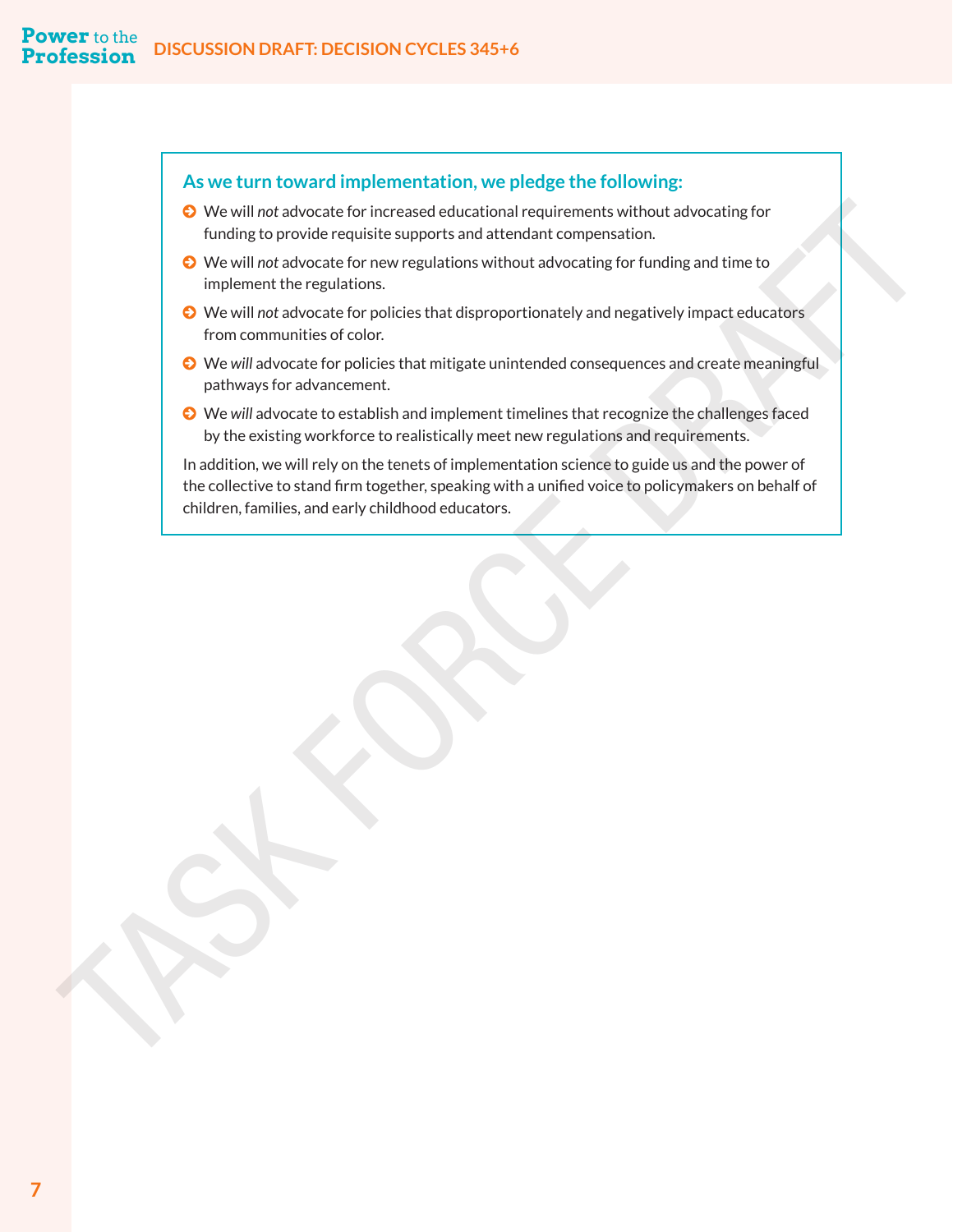### As we turn toward implementation, we pledge the following:

- We will *not* advocate for increased educational requirements without advocating for funding to provide requisite supports and attendant compensation.
- We will *not* advocate for new regulations without advocating for funding and time to implement the regulations.
- We will *not* advocate for policies that disproportionately and negatively impact educators from communities of color.
- We *will* advocate for policies that mitigate unintended consequences and create meaningful pathways for advancement.
- We *will* advocate to establish and implement timelines that recognize the challenges faced by the existing workforce to realistically meet new regulations and requirements.

In addition, we will rely on the tenets of implementation science to guide us and the power of the collective to stand firm together, speaking with a unified voice to policymakers on behalf of children, families, and early childhood educators.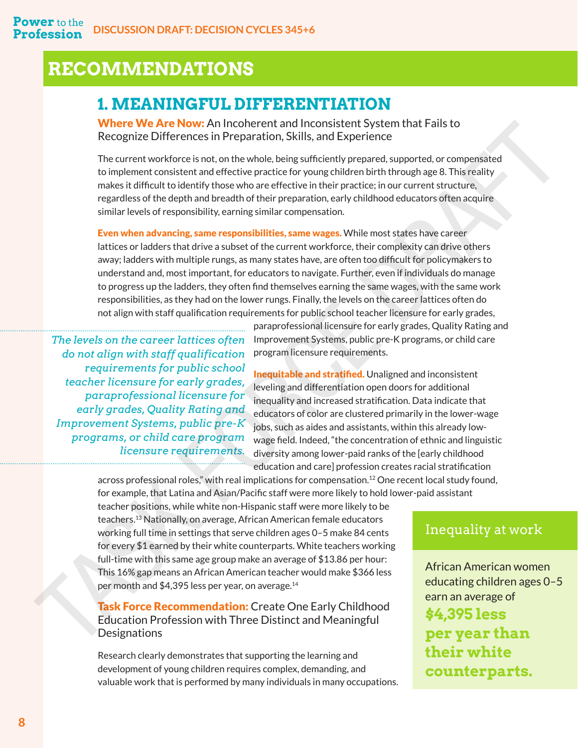# RECOMMENDATIONS

## 1. MEANINGFUL DIFFERENTIATION

**Where We Are Now:** An Incoherent and Inconsistent System that Fails to Recognize Differences in Preparation, Skills, and Experience

The current workforce is not, on the whole, being sufficiently prepared, supported, or compensated to implement consistent and effective practice for young children birth through age 8. This reality makes it difficult to identify those who are effective in their practice; in our current structure, regardless of the depth and breadth of their preparation, early childhood educators often acquire similar levels of responsibility, earning similar compensation.

**Even when advancing, same responsibilities, same wages.** While most states have career lattices or ladders that drive a subset of the current workforce, their complexity can drive others away; ladders with multiple rungs, as many states have, are often too difficult for policymakers to understand and, most important, for educators to navigate. Further, even if individuals do manage to progress up the ladders, they often find themselves earning the same wages, with the same work responsibilities, as they had on the lower rungs. Finally, the levels on the career lattices often do not align with staff qualification requirements for public school teacher licensure for early grades, paraprofessional licensure for early grades, Quality Rating and Improvement Systems, public pre-K programs, or child care program licensure requirements.

> *The levels on the career lattices often do not align with staff qualification requirements for public school teacher licensure for early grades, paraprofessional licensure for early grades, Quality Rating and Improvement Systems, public pre-K programs, or child care program licensure requirements.*

**Inequitable and stratified.** Unaligned and inconsistent leveling and differentiation open doors for additional inequality and increased stratification. Data indicate that educators of color are clustered primarily in the lower-wage jobs, such as aides and assistants, within this already low-wage field. Indeed, "the concentration of ethnic and linguistic diversity among lower-paid ranks of the [early childhood education and care] profession creates racial stratification across professional roles," with real implications for compensation.[12] One recent local study found, for example, that Latina and Asian/Pacific staff were more likely to hold lower-paid assistant teacher positions, while white non-Hispanic staff were more likely to be teachers.[13] Nationally, on average, African American female educators working full time in settings that serve children ages 0–5 make 84 cents for every $1 earned by their white counterparts. White teachers working full-time with this same age group make an average of $13.86 per hour: This 16% gap means an African American teacher would make $366 less per month and $4,395 less per year, on average.[14]

> **Inequality at work**
>
> African American women educating children ages 0–5 earn an average of **$4,395 less per year than their white counterparts.**

**Task Force Recommendation:** Create One Early Childhood Education Profession with Three Distinct and Meaningful Designations

Research clearly demonstrates that supporting the learning and development of young children requires complex, demanding, and valuable work that is performed by many individuals in many occupations.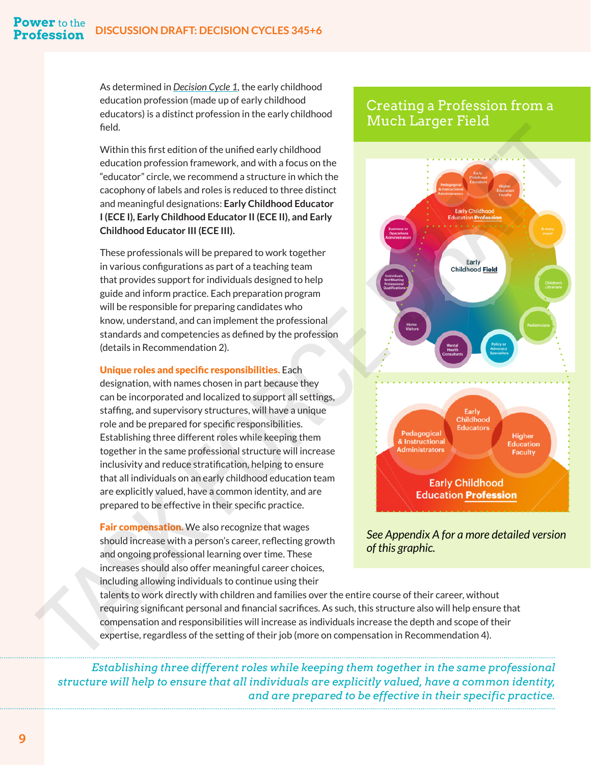As determined in *Decision Cycle 1*, the early childhood education profession (made up of early childhood educators) is a distinct profession in the early childhood field.

Within this first edition of the unified early childhood education profession framework, and with a focus on the "educator" circle, we recommend a structure in which the cacophony of labels and roles is reduced to three distinct and meaningful designations: **Early Childhood Educator I (ECE I), Early Childhood Educator II (ECE II), and Early Childhood Educator III (ECE III).**

These professionals will be prepared to work together in various configurations as part of a teaching team that provides support for individuals designed to help guide and inform practice. Each preparation program will be responsible for preparing candidates who know, understand, and can implement the professional standards and competencies as defined by the profession (details in Recommendation 2).

**Unique roles and specific responsibilities.** Each designation, with names chosen in part because they can be incorporated and localized to support all settings, staffing, and supervisory structures, will have a unique role and be prepared for specific responsibilities. Establishing three different roles while keeping them together in the same professional structure will increase inclusivity and reduce stratification, helping to ensure that all individuals on an early childhood education team are explicitly valued, have a common identity, and are prepared to be effective in their specific practice.

**Fair compensation.** We also recognize that wages should increase with a person's career, reflecting growth and ongoing professional learning over time. These increases should also offer meaningful career choices, including allowing individuals to continue using their talents to work directly with children and families over the entire course of their career, without requiring significant personal and financial sacrifices. As such, this structure also will help ensure that compensation and responsibilities will increase as individuals increase the depth and scope of their expertise, regardless of the setting of their job (more on compensation in Recommendation 4).

## Creating a Profession from a Much Larger Field

Early Childhood Field: Early Childhood Education Profession (Early Childhood Educators; Pedagogical & Instructional Administrators; Higher Education Faculty); Business or Operations Administrators; Individuals Not Meeting Professional Qualifications; Home Visitors; Mental Health Consultants; Policy or Advocacy Specialists; Pediatricians; Children's Librarians; & many more!

*See Appendix A for a more detailed version of this graphic.*

*Establishing three different roles while keeping them together in the same professional structure will help to ensure that all individuals are explicitly valued, have a common identity, and are prepared to be effective in their specific practice.*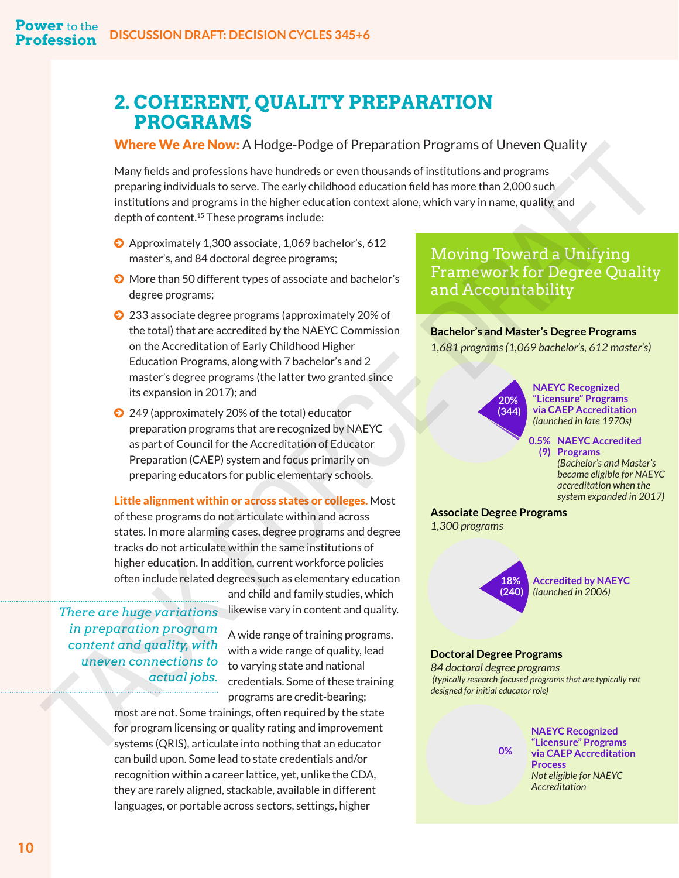## 2. COHERENT, QUALITY PREPARATION PROGRAMS

**Where We Are Now:** A Hodge-Podge of Preparation Programs of Uneven Quality

Many fields and professions have hundreds or even thousands of institutions and programs preparing individuals to serve. The early childhood education field has more than 2,000 such institutions and programs in the higher education context alone, which vary in name, quality, and depth of content.[15] These programs include:

- Approximately 1,300 associate, 1,069 bachelor's, 612 master's, and 84 doctoral degree programs;
- More than 50 different types of associate and bachelor's degree programs;
- 233 associate degree programs (approximately 20% of the total) that are accredited by the NAEYC Commission on the Accreditation of Early Childhood Higher Education Programs, along with 7 bachelor's and 2 master's degree programs (the latter two granted since its expansion in 2017); and
- 249 (approximately 20% of the total) educator preparation programs that are recognized by NAEYC as part of Council for the Accreditation of Educator Preparation (CAEP) system and focus primarily on preparing educators for public elementary schools.

**Little alignment within or across states or colleges.** Most of these programs do not articulate within and across states. In more alarming cases, degree programs and degree tracks do not articulate within the same institutions of higher education. In addition, current workforce policies often include related degrees such as elementary education and child and family studies, which likewise vary in content and quality.

*There are huge variations in preparation program content and quality, with uneven connections to actual jobs.*

A wide range of training programs, with a wide range of quality, lead to varying state and national credentials. Some of these training programs are credit-bearing; most are not. Some trainings, often required by the state for program licensing or quality rating and improvement systems (QRIS), articulate into nothing that an educator can build upon. Some lead to state credentials and/or recognition within a career lattice, yet, unlike the CDA, they are rarely aligned, stackable, available in different languages, or portable across sectors, settings, higher

### Moving Toward a Unifying Framework for Degree Quality and Accountability

**Bachelor's and Master's Degree Programs**

*1,681 programs (1,069 bachelor's, 612 master's)*

- 20% (344) — NAEYC Recognized "Licensure" Programs via CAEP Accreditation *(launched in late 1970s)*
- 0.5% (9) — NAEYC Accredited Programs *(Bachelor's and Master's became eligible for NAEYC accreditation when the system expanded in 2017)*

**Associate Degree Programs**

*1,300 programs*

- 18% (240) — Accredited by NAEYC *(launched in 2006)*

**Doctoral Degree Programs**

*84 doctoral degree programs*

*(typically research-focused programs that are typically not designed for initial educator role)*

- 0% — NAEYC Recognized "Licensure" Programs via CAEP Accreditation Process; *Not eligible for NAEYC Accreditation*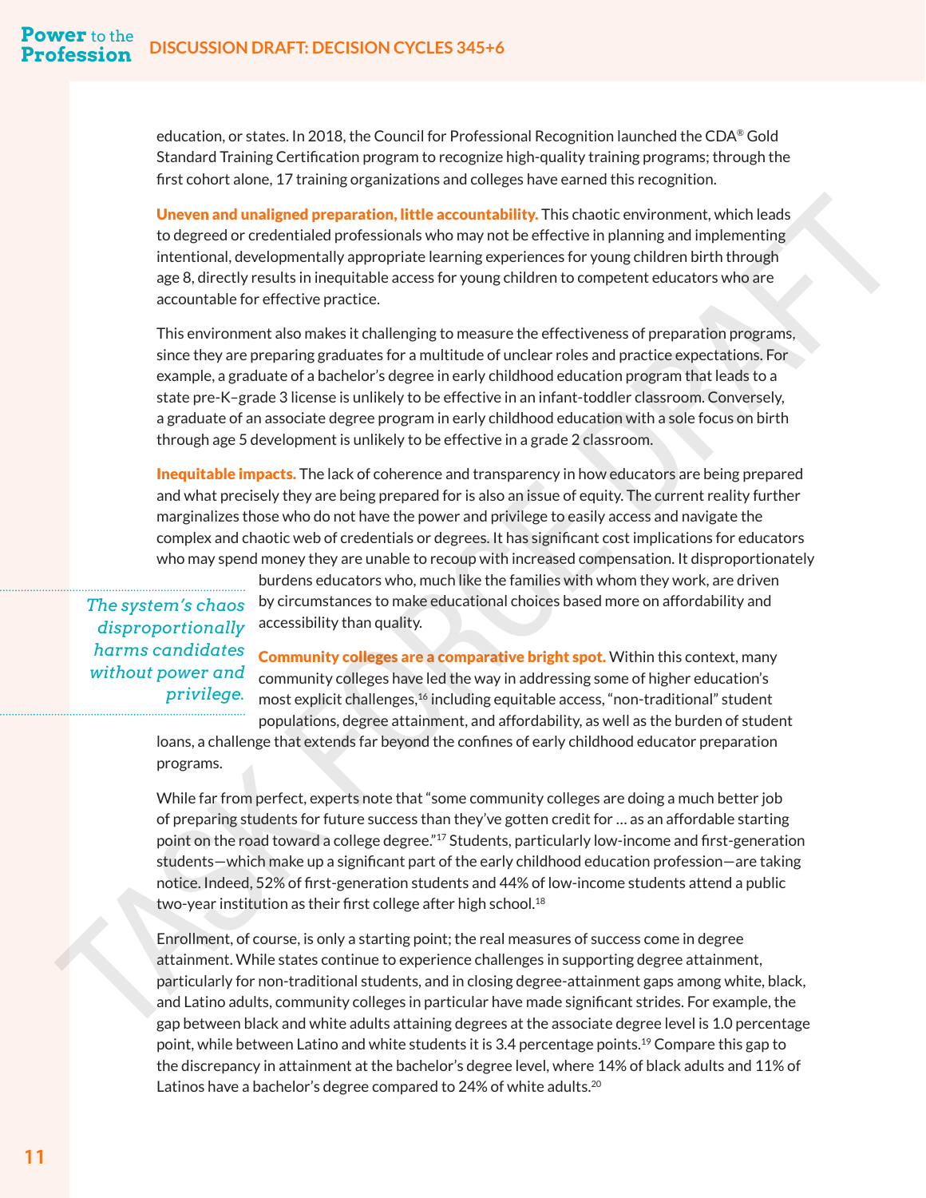education, or states. In 2018, the Council for Professional Recognition launched the CDA® Gold Standard Training Certification program to recognize high-quality training programs; through the first cohort alone, 17 training organizations and colleges have earned this recognition.

**Uneven and unaligned preparation, little accountability.** This chaotic environment, which leads to degreed or credentialed professionals who may not be effective in planning and implementing intentional, developmentally appropriate learning experiences for young children birth through age 8, directly results in inequitable access for young children to competent educators who are accountable for effective practice.

This environment also makes it challenging to measure the effectiveness of preparation programs, since they are preparing graduates for a multitude of unclear roles and practice expectations. For example, a graduate of a bachelor's degree in early childhood education program that leads to a state pre-K–grade 3 license is unlikely to be effective in an infant-toddler classroom. Conversely, a graduate of an associate degree program in early childhood education with a sole focus on birth through age 5 development is unlikely to be effective in a grade 2 classroom.

**Inequitable impacts.** The lack of coherence and transparency in how educators are being prepared and what precisely they are being prepared for is also an issue of equity. The current reality further marginalizes those who do not have the power and privilege to easily access and navigate the complex and chaotic web of credentials or degrees. It has significant cost implications for educators who may spend money they are unable to recoup with increased compensation. It disproportionately burdens educators who, much like the families with whom they work, are driven by circumstances to make educational choices based more on affordability and accessibility than quality.

*The system's chaos disproportionally harms candidates without power and privilege.*

**Community colleges are a comparative bright spot.** Within this context, many community colleges have led the way in addressing some of higher education's most explicit challenges,[16] including equitable access, "non-traditional" student populations, degree attainment, and affordability, as well as the burden of student loans, a challenge that extends far beyond the confines of early childhood educator preparation programs.

While far from perfect, experts note that "some community colleges are doing a much better job of preparing students for future success than they've gotten credit for … as an affordable starting point on the road toward a college degree."[17] Students, particularly low-income and first-generation students—which make up a significant part of the early childhood education profession—are taking notice. Indeed, 52% of first-generation students and 44% of low-income students attend a public two-year institution as their first college after high school.[18]

Enrollment, of course, is only a starting point; the real measures of success come in degree attainment. While states continue to experience challenges in supporting degree attainment, particularly for non-traditional students, and in closing degree-attainment gaps among white, black, and Latino adults, community colleges in particular have made significant strides. For example, the gap between black and white adults attaining degrees at the associate degree level is 1.0 percentage point, while between Latino and white students it is 3.4 percentage points.[19] Compare this gap to the discrepancy in attainment at the bachelor's degree level, where 14% of black adults and 11% of Latinos have a bachelor's degree compared to 24% of white adults.[20]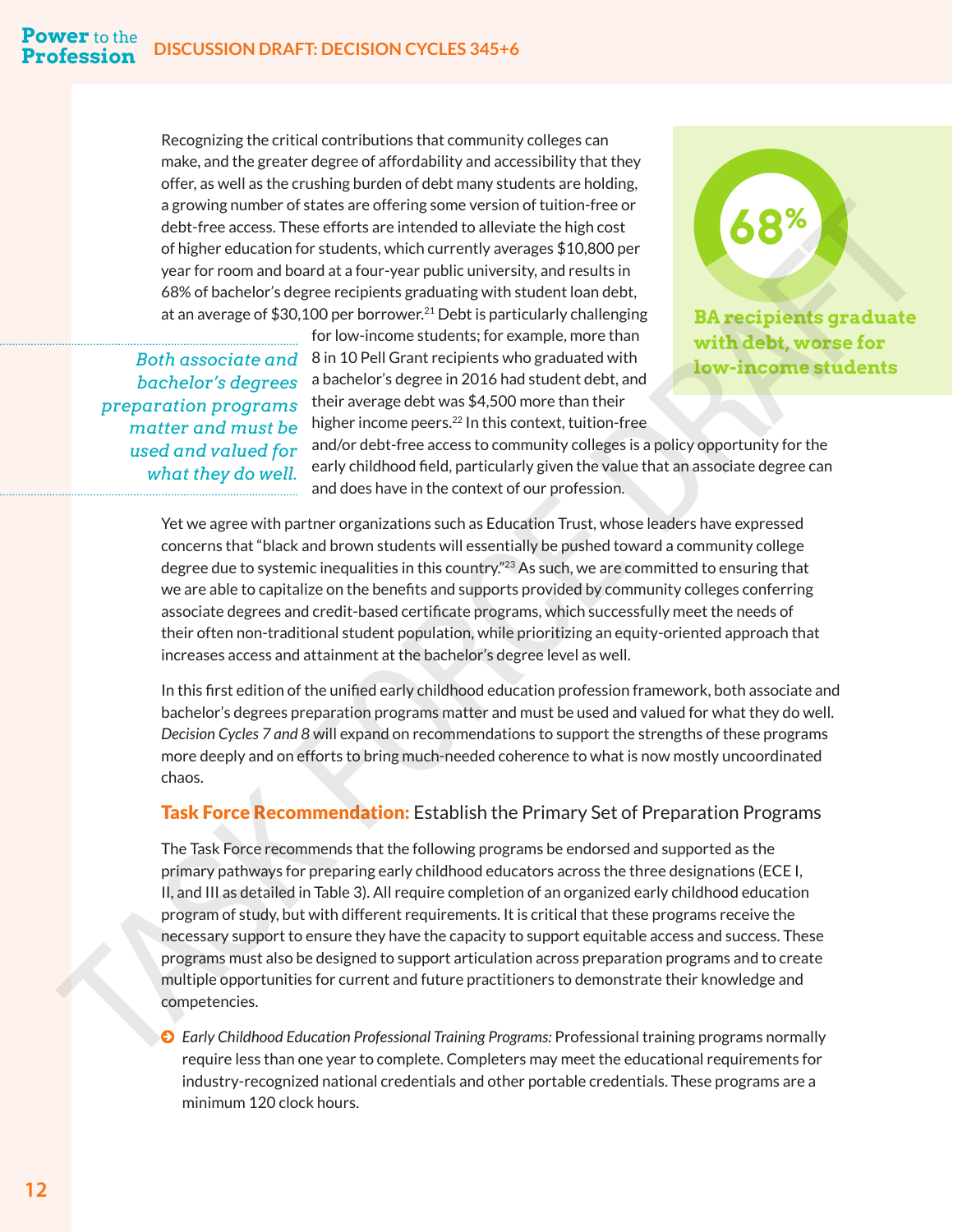Recognizing the critical contributions that community colleges can make, and the greater degree of affordability and accessibility that they offer, as well as the crushing burden of debt many students are holding, a growing number of states are offering some version of tuition-free or debt-free access. These efforts are intended to alleviate the high cost of higher education for students, which currently averages $10,800 per year for room and board at a four-year public university, and results in 68% of bachelor's degree recipients graduating with student loan debt, at an average of $30,100 per borrower.[21] Debt is particularly challenging for low-income students; for example, more than 8 in 10 Pell Grant recipients who graduated with a bachelor's degree in 2016 had student debt, and their average debt was $4,500 more than their higher income peers.[22] In this context, tuition-free and/or debt-free access to community colleges is a policy opportunity for the early childhood field, particularly given the value that an associate degree can and does have in the context of our profession.

**68%**

**BA recipients graduate with debt, worse for low-income students**

*Both associate and bachelor's degrees preparation programs matter and must be used and valued for what they do well.*

Yet we agree with partner organizations such as Education Trust, whose leaders have expressed concerns that "black and brown students will essentially be pushed toward a community college degree due to systemic inequalities in this country."[23] As such, we are committed to ensuring that we are able to capitalize on the benefits and supports provided by community colleges conferring associate degrees and credit-based certificate programs, which successfully meet the needs of their often non-traditional student population, while prioritizing an equity-oriented approach that increases access and attainment at the bachelor's degree level as well.

In this first edition of the unified early childhood education profession framework, both associate and bachelor's degrees preparation programs matter and must be used and valued for what they do well. *Decision Cycles 7 and 8* will expand on recommendations to support the strengths of these programs more deeply and on efforts to bring much-needed coherence to what is now mostly uncoordinated chaos.

### Task Force Recommendation: Establish the Primary Set of Preparation Programs

The Task Force recommends that the following programs be endorsed and supported as the primary pathways for preparing early childhood educators across the three designations (ECE I, II, and III as detailed in Table 3). All require completion of an organized early childhood education program of study, but with different requirements. It is critical that these programs receive the necessary support to ensure they have the capacity to support equitable access and success. These programs must also be designed to support articulation across preparation programs and to create multiple opportunities for current and future practitioners to demonstrate their knowledge and competencies.

- *Early Childhood Education Professional Training Programs:* Professional training programs normally require less than one year to complete. Completers may meet the educational requirements for industry-recognized national credentials and other portable credentials. These programs are a minimum 120 clock hours.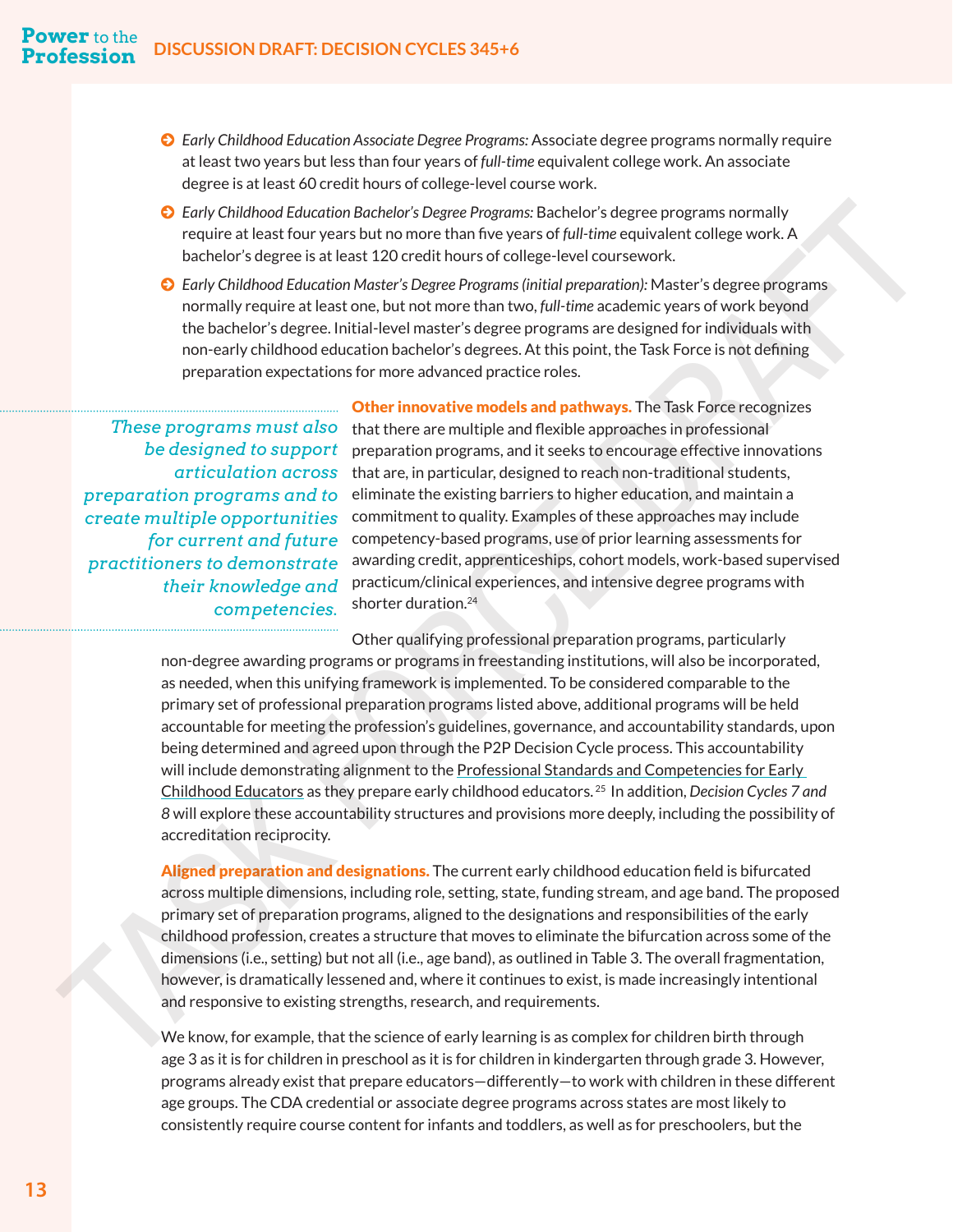- *Early Childhood Education Associate Degree Programs:* Associate degree programs normally require at least two years but less than four years of *full-time* equivalent college work. An associate degree is at least 60 credit hours of college-level course work.
- *Early Childhood Education Bachelor's Degree Programs:* Bachelor's degree programs normally require at least four years but no more than five years of *full-time* equivalent college work. A bachelor's degree is at least 120 credit hours of college-level coursework.
- *Early Childhood Education Master's Degree Programs (initial preparation):* Master's degree programs normally require at least one, but not more than two, *full-time* academic years of work beyond the bachelor's degree. Initial-level master's degree programs are designed for individuals with non-early childhood education bachelor's degrees. At this point, the Task Force is not defining preparation expectations for more advanced practice roles.

> *These programs must also be designed to support articulation across preparation programs and to create multiple opportunities for current and future practitioners to demonstrate their knowledge and competencies.*

**Other innovative models and pathways.** The Task Force recognizes that there are multiple and flexible approaches in professional preparation programs, and it seeks to encourage effective innovations that are, in particular, designed to reach non-traditional students, eliminate the existing barriers to higher education, and maintain a commitment to quality. Examples of these approaches may include competency-based programs, use of prior learning assessments for awarding credit, apprenticeships, cohort models, work-based supervised practicum/clinical experiences, and intensive degree programs with shorter duration.[24]

Other qualifying professional preparation programs, particularly non-degree awarding programs or programs in freestanding institutions, will also be incorporated, as needed, when this unifying framework is implemented. To be considered comparable to the primary set of professional preparation programs listed above, additional programs will be held accountable for meeting the profession's guidelines, governance, and accountability standards, upon being determined and agreed upon through the P2P Decision Cycle process. This accountability will include demonstrating alignment to the Professional Standards and Competencies for Early Childhood Educators as they prepare early childhood educators.[25] In addition, *Decision Cycles 7 and 8* will explore these accountability structures and provisions more deeply, including the possibility of accreditation reciprocity.

**Aligned preparation and designations.** The current early childhood education field is bifurcated across multiple dimensions, including role, setting, state, funding stream, and age band. The proposed primary set of preparation programs, aligned to the designations and responsibilities of the early childhood profession, creates a structure that moves to eliminate the bifurcation across some of the dimensions (i.e., setting) but not all (i.e., age band), as outlined in Table 3. The overall fragmentation, however, is dramatically lessened and, where it continues to exist, is made increasingly intentional and responsive to existing strengths, research, and requirements.

We know, for example, that the science of early learning is as complex for children birth through age 3 as it is for children in preschool as it is for children in kindergarten through grade 3. However, programs already exist that prepare educators—differently—to work with children in these different age groups. The CDA credential or associate degree programs across states are most likely to consistently require course content for infants and toddlers, as well as for preschoolers, but the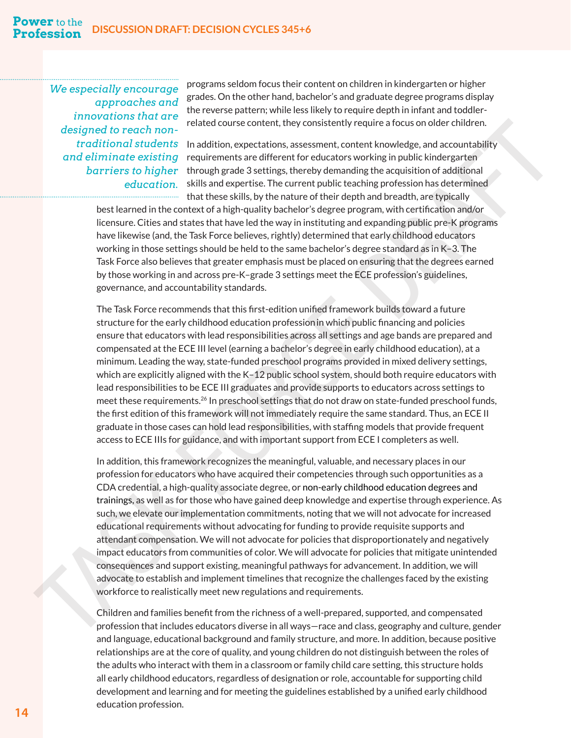> *We especially encourage approaches and innovations that are designed to reach non-traditional students and eliminate existing barriers to higher education.*

programs seldom focus their content on children in kindergarten or higher grades. On the other hand, bachelor's and graduate degree programs display the reverse pattern; while less likely to require depth in infant and toddler-related course content, they consistently require a focus on older children.

In addition, expectations, assessment, content knowledge, and accountability requirements are different for educators working in public kindergarten through grade 3 settings, thereby demanding the acquisition of additional skills and expertise. The current public teaching profession has determined that these skills, by the nature of their depth and breadth, are typically best learned in the context of a high-quality bachelor's degree program, with certification and/or licensure. Cities and states that have led the way in instituting and expanding public pre-K programs have likewise (and, the Task Force believes, rightly) determined that early childhood educators working in those settings should be held to the same bachelor's degree standard as in K–3. The Task Force also believes that greater emphasis must be placed on ensuring that the degrees earned by those working in and across pre-K–grade 3 settings meet the ECE profession's guidelines, governance, and accountability standards.

The Task Force recommends that this first-edition unified framework builds toward a future structure for the early childhood education profession in which public financing and policies ensure that educators with lead responsibilities across all settings and age bands are prepared and compensated at the ECE III level (earning a bachelor's degree in early childhood education), at a minimum. Leading the way, state-funded preschool programs provided in mixed delivery settings, which are explicitly aligned with the K–12 public school system, should both require educators with lead responsibilities to be ECE III graduates and provide supports to educators across settings to meet these requirements.[26] In preschool settings that do not draw on state-funded preschool funds, the first edition of this framework will not immediately require the same standard. Thus, an ECE II graduate in those cases can hold lead responsibilities, with staffing models that provide frequent access to ECE IIIs for guidance, and with important support from ECE I completers as well.

In addition, this framework recognizes the meaningful, valuable, and necessary places in our profession for educators who have acquired their competencies through such opportunities as a CDA credential, a high-quality associate degree, or non-early childhood education degrees and trainings, as well as for those who have gained deep knowledge and expertise through experience. As such, we elevate our implementation commitments, noting that we will not advocate for increased educational requirements without advocating for funding to provide requisite supports and attendant compensation. We will not advocate for policies that disproportionately and negatively impact educators from communities of color. We will advocate for policies that mitigate unintended consequences and support existing, meaningful pathways for advancement. In addition, we will advocate to establish and implement timelines that recognize the challenges faced by the existing workforce to realistically meet new regulations and requirements.

Children and families benefit from the richness of a well-prepared, supported, and compensated profession that includes educators diverse in all ways—race and class, geography and culture, gender and language, educational background and family structure, and more. In addition, because positive relationships are at the core of quality, and young children do not distinguish between the roles of the adults who interact with them in a classroom or family child care setting, this structure holds all early childhood educators, regardless of designation or role, accountable for supporting child development and learning and for meeting the guidelines established by a unified early childhood education profession.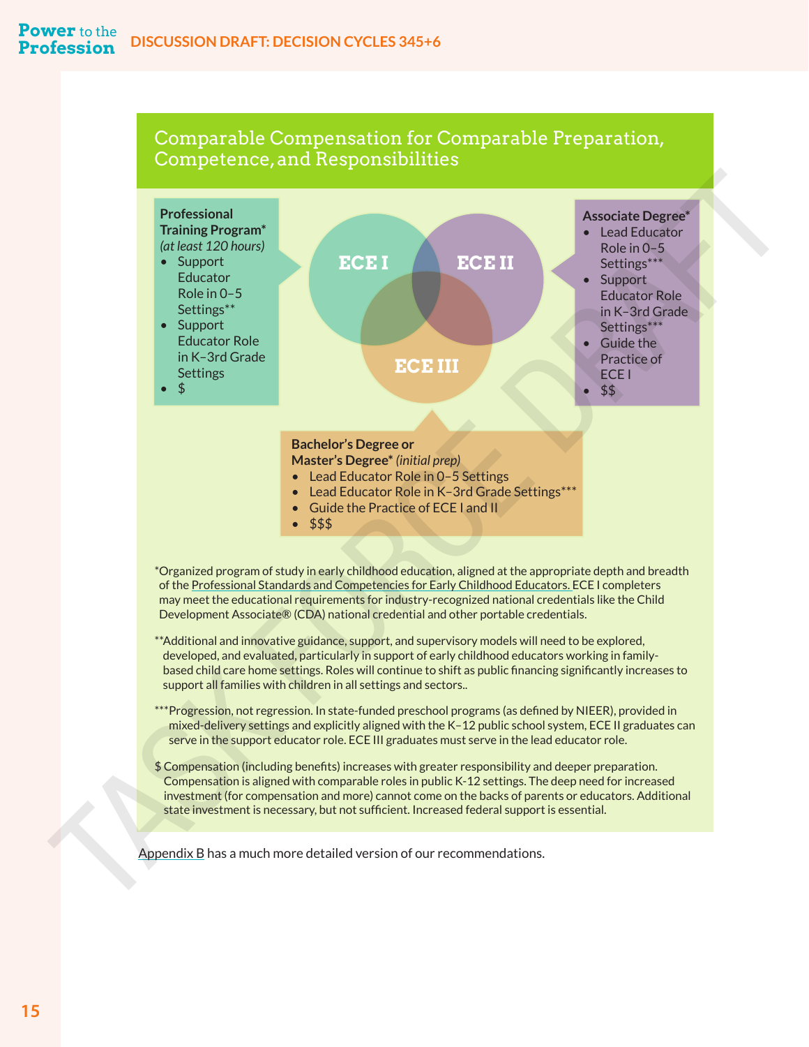## Comparable Compensation for Comparable Preparation, Competence, and Responsibilities

**Professional Training Program*** *(at least 120 hours)*

- Support Educator Role in 0–5 Settings**
- Support Educator Role in K–3rd Grade Settings
- $

ECE I

ECE II

ECE III

**Associate Degree***

- Lead Educator Role in 0–5 Settings***
- Support Educator Role in K–3rd Grade Settings***
- Guide the Practice of ECE I
- $$

**Bachelor's Degree or Master's Degree*** *(initial prep)*

- Lead Educator Role in 0–5 Settings
- Lead Educator Role in K–3rd Grade Settings***
- Guide the Practice of ECE I and II
- $$$

*Organized program of study in early childhood education, aligned at the appropriate depth and breadth of the Professional Standards and Competencies for Early Childhood Educators. ECE I completers may meet the educational requirements for industry-recognized national credentials like the Child Development Associate® (CDA) national credential and other portable credentials.

**Additional and innovative guidance, support, and supervisory models will need to be explored, developed, and evaluated, particularly in support of early childhood educators working in family-based child care home settings. Roles will continue to shift as public financing significantly increases to support all families with children in all settings and sectors..

***Progression, not regression. In state-funded preschool programs (as defined by NIEER), provided in mixed-delivery settings and explicitly aligned with the K–12 public school system, ECE II graduates can serve in the support educator role. ECE III graduates must serve in the lead educator role.

$ Compensation (including benefits) increases with greater responsibility and deeper preparation. Compensation is aligned with comparable roles in public K-12 settings. The deep need for increased investment (for compensation and more) cannot come on the backs of parents or educators. Additional state investment is necessary, but not sufficient. Increased federal support is essential.

Appendix B has a much more detailed version of our recommendations.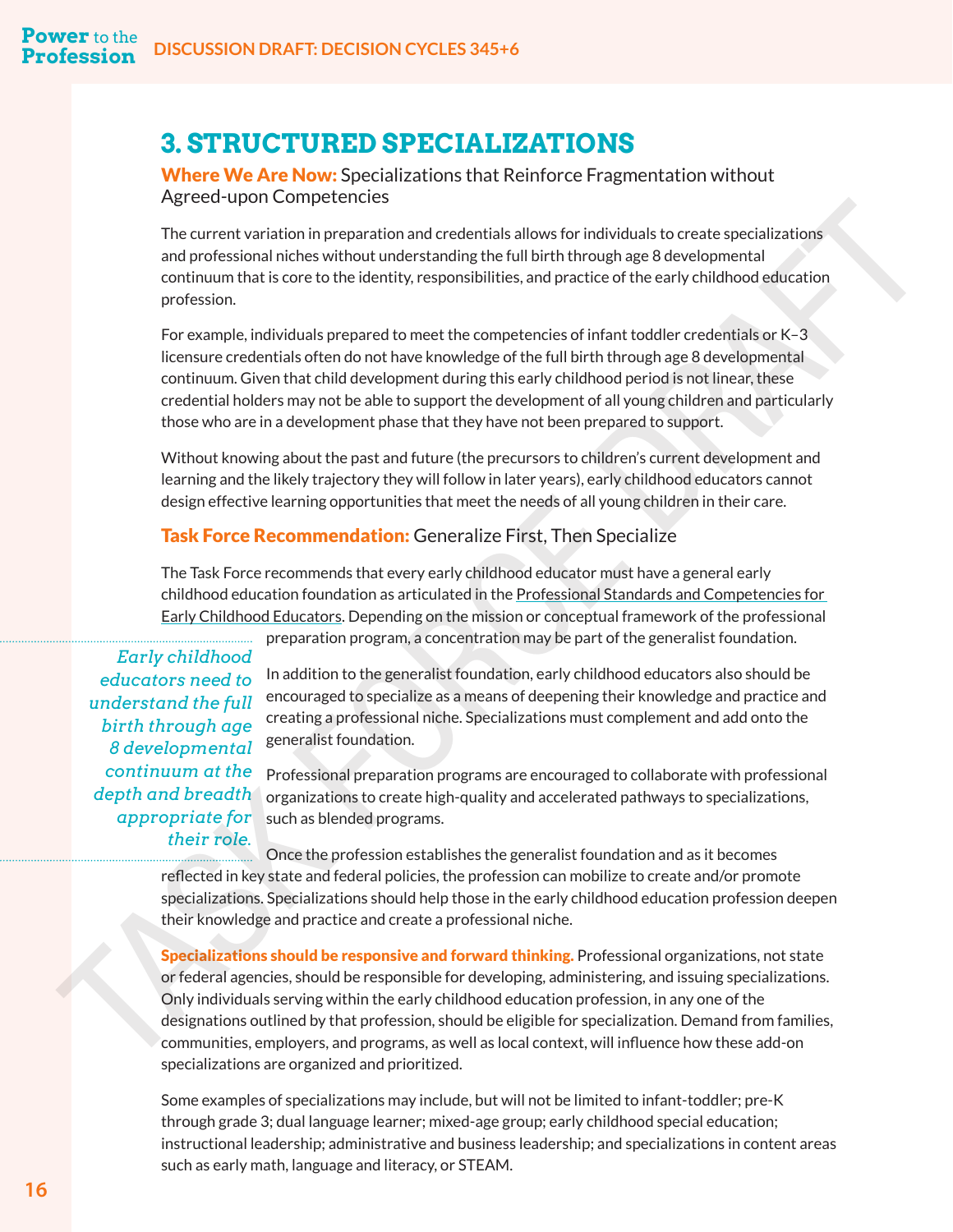## 3. STRUCTURED SPECIALIZATIONS

### Where We Are Now: Specializations that Reinforce Fragmentation without Agreed-upon Competencies

The current variation in preparation and credentials allows for individuals to create specializations and professional niches without understanding the full birth through age 8 developmental continuum that is core to the identity, responsibilities, and practice of the early childhood education profession.

For example, individuals prepared to meet the competencies of infant toddler credentials or K–3 licensure credentials often do not have knowledge of the full birth through age 8 developmental continuum. Given that child development during this early childhood period is not linear, these credential holders may not be able to support the development of all young children and particularly those who are in a development phase that they have not been prepared to support.

Without knowing about the past and future (the precursors to children's current development and learning and the likely trajectory they will follow in later years), early childhood educators cannot design effective learning opportunities that meet the needs of all young children in their care.

### Task Force Recommendation: Generalize First, Then Specialize

The Task Force recommends that every early childhood educator must have a general early childhood education foundation as articulated in the Professional Standards and Competencies for Early Childhood Educators. Depending on the mission or conceptual framework of the professional preparation program, a concentration may be part of the generalist foundation.

*Early childhood educators need to understand the full birth through age 8 developmental continuum at the depth and breadth appropriate for their role.*

In addition to the generalist foundation, early childhood educators also should be encouraged to specialize as a means of deepening their knowledge and practice and creating a professional niche. Specializations must complement and add onto the generalist foundation.

Professional preparation programs are encouraged to collaborate with professional organizations to create high-quality and accelerated pathways to specializations, such as blended programs.

Once the profession establishes the generalist foundation and as it becomes reflected in key state and federal policies, the profession can mobilize to create and/or promote specializations. Specializations should help those in the early childhood education profession deepen their knowledge and practice and create a professional niche.

**Specializations should be responsive and forward thinking.** Professional organizations, not state or federal agencies, should be responsible for developing, administering, and issuing specializations. Only individuals serving within the early childhood education profession, in any one of the designations outlined by that profession, should be eligible for specialization. Demand from families, communities, employers, and programs, as well as local context, will influence how these add-on specializations are organized and prioritized.

Some examples of specializations may include, but will not be limited to infant-toddler; pre-K through grade 3; dual language learner; mixed-age group; early childhood special education; instructional leadership; administrative and business leadership; and specializations in content areas such as early math, language and literacy, or STEAM.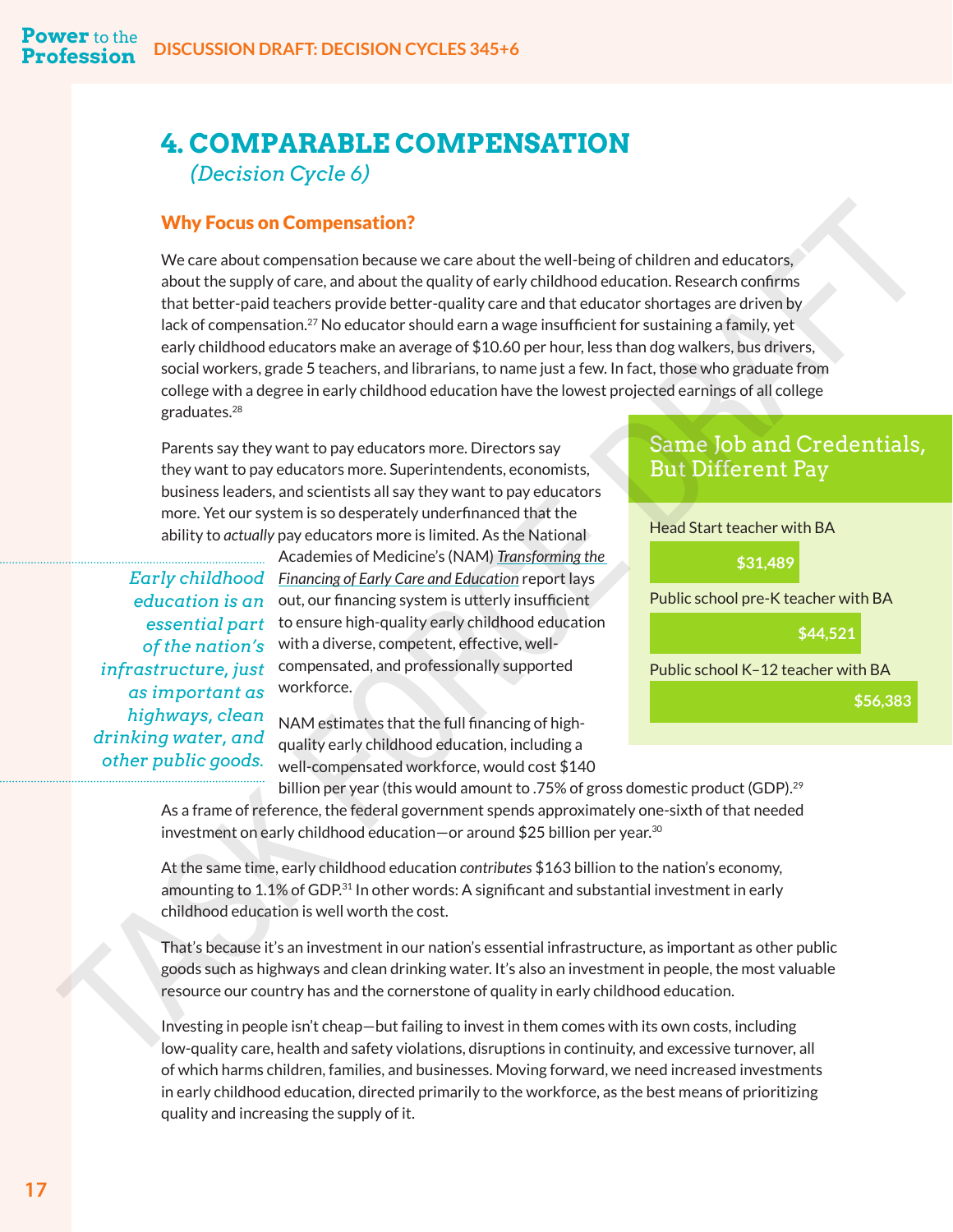# 4. COMPARABLE COMPENSATION

*(Decision Cycle 6)*

## Why Focus on Compensation?

We care about compensation because we care about the well-being of children and educators, about the supply of care, and about the quality of early childhood education. Research confirms that better-paid teachers provide better-quality care and that educator shortages are driven by lack of compensation.[27] No educator should earn a wage insufficient for sustaining a family, yet early childhood educators make an average of $10.60 per hour, less than dog walkers, bus drivers, social workers, grade 5 teachers, and librarians, to name just a few. In fact, those who graduate from college with a degree in early childhood education have the lowest projected earnings of all college graduates.[28]

Parents say they want to pay educators more. Directors say they want to pay educators more. Superintendents, economists, business leaders, and scientists all say they want to pay educators more. Yet our system is so desperately underfinanced that the ability to *actually* pay educators more is limited. As the National Academies of Medicine's (NAM) *Transforming the Financing of Early Care and Education* report lays out, our financing system is utterly insufficient to ensure high-quality early childhood education with a diverse, competent, effective, well-compensated, and professionally supported workforce.

> *Early childhood education is an essential part of the nation's infrastructure, just as important as highways, clean drinking water, and other public goods.*

NAM estimates that the full financing of high-quality early childhood education, including a well-compensated workforce, would cost $140 billion per year (this would amount to .75% of gross domestic product (GDP).[29] As a frame of reference, the federal government spends approximately one-sixth of that needed investment on early childhood education—or around $25 billion per year.[30]

### Same Job and Credentials, But Different Pay

| Position | Pay |
|---|---|
| Head Start teacher with BA | $31,489 |
| Public school pre-K teacher with BA | $44,521 |
| Public school K–12 teacher with BA | $56,383 |

At the same time, early childhood education *contributes* $163 billion to the nation's economy, amounting to 1.1% of GDP.[31] In other words: A significant and substantial investment in early childhood education is well worth the cost.

That's because it's an investment in our nation's essential infrastructure, as important as other public goods such as highways and clean drinking water. It's also an investment in people, the most valuable resource our country has and the cornerstone of quality in early childhood education.

Investing in people isn't cheap—but failing to invest in them comes with its own costs, including low-quality care, health and safety violations, disruptions in continuity, and excessive turnover, all of which harms children, families, and businesses. Moving forward, we need increased investments in early childhood education, directed primarily to the workforce, as the best means of prioritizing quality and increasing the supply of it.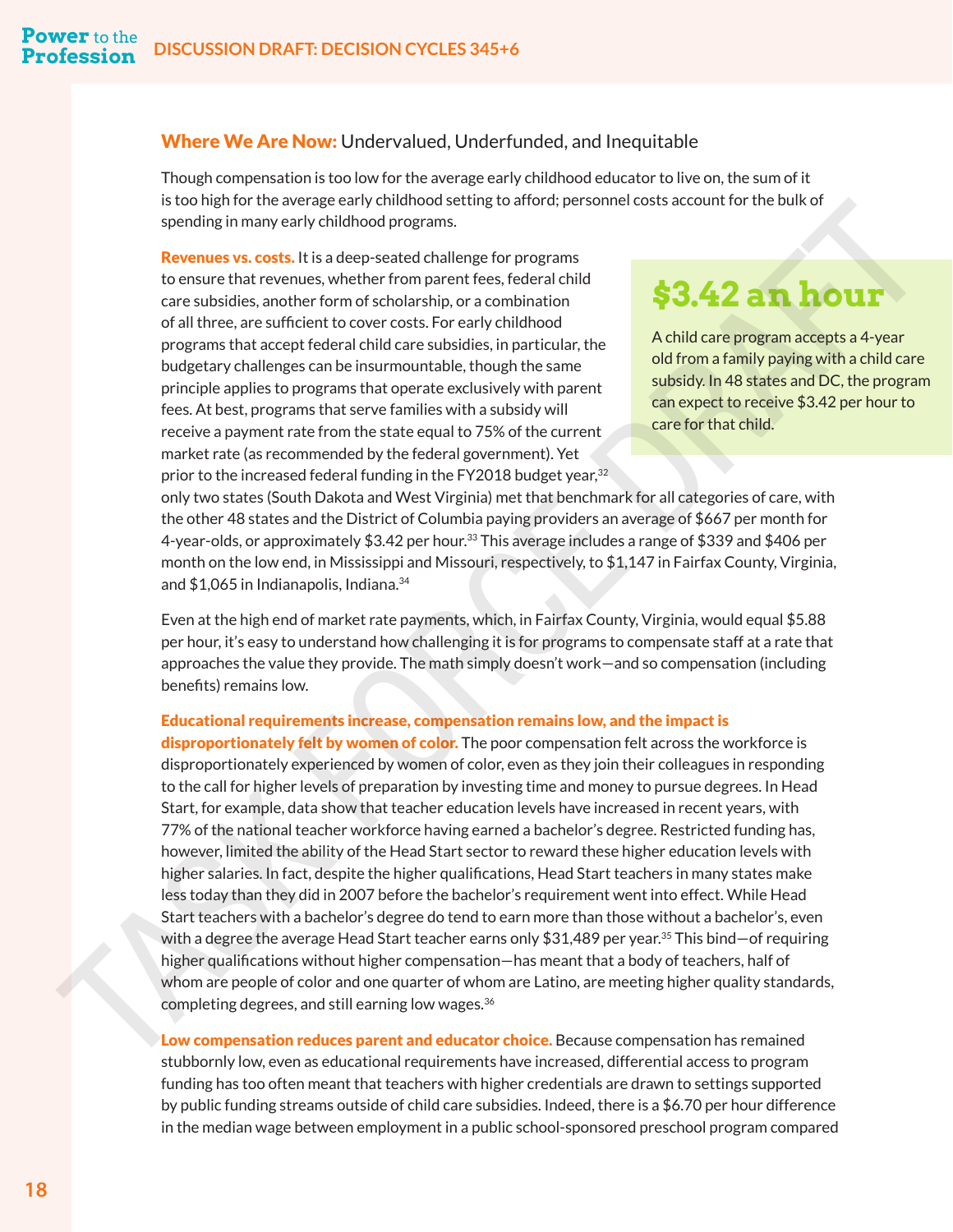## Where We Are Now: Undervalued, Underfunded, and Inequitable

Though compensation is too low for the average early childhood educator to live on, the sum of it is too high for the average early childhood setting to afford; personnel costs account for the bulk of spending in many early childhood programs.

**Revenues vs. costs.** It is a deep-seated challenge for programs to ensure that revenues, whether from parent fees, federal child care subsidies, another form of scholarship, or a combination of all three, are sufficient to cover costs. For early childhood programs that accept federal child care subsidies, in particular, the budgetary challenges can be insurmountable, though the same principle applies to programs that operate exclusively with parent fees. At best, programs that serve families with a subsidy will receive a payment rate from the state equal to 75% of the current market rate (as recommended by the federal government). Yet prior to the increased federal funding in the FY2018 budget year,[32] only two states (South Dakota and West Virginia) met that benchmark for all categories of care, with the other 48 states and the District of Columbia paying providers an average of $667 per month for 4-year-olds, or approximately $3.42 per hour.[33] This average includes a range of $339 and $406 per month on the low end, in Mississippi and Missouri, respectively, to $1,147 in Fairfax County, Virginia, and $1,065 in Indianapolis, Indiana.[34]

> **$3.42 an hour**
>
> A child care program accepts a 4-year old from a family paying with a child care subsidy. In 48 states and DC, the program can expect to receive $3.42 per hour to care for that child.

Even at the high end of market rate payments, which, in Fairfax County, Virginia, would equal $5.88 per hour, it's easy to understand how challenging it is for programs to compensate staff at a rate that approaches the value they provide. The math simply doesn't work—and so compensation (including benefits) remains low.

**Educational requirements increase, compensation remains low, and the impact is disproportionately felt by women of color.** The poor compensation felt across the workforce is disproportionately experienced by women of color, even as they join their colleagues in responding to the call for higher levels of preparation by investing time and money to pursue degrees. In Head Start, for example, data show that teacher education levels have increased in recent years, with 77% of the national teacher workforce having earned a bachelor's degree. Restricted funding has, however, limited the ability of the Head Start sector to reward these higher education levels with higher salaries. In fact, despite the higher qualifications, Head Start teachers in many states make less today than they did in 2007 before the bachelor's requirement went into effect. While Head Start teachers with a bachelor's degree do tend to earn more than those without a bachelor's, even with a degree the average Head Start teacher earns only $31,489 per year.[35] This bind—of requiring higher qualifications without higher compensation—has meant that a body of teachers, half of whom are people of color and one quarter of whom are Latino, are meeting higher quality standards, completing degrees, and still earning low wages.[36]

**Low compensation reduces parent and educator choice.** Because compensation has remained stubbornly low, even as educational requirements have increased, differential access to program funding has too often meant that teachers with higher credentials are drawn to settings supported by public funding streams outside of child care subsidies. Indeed, there is a $6.70 per hour difference in the median wage between employment in a public school-sponsored preschool program compared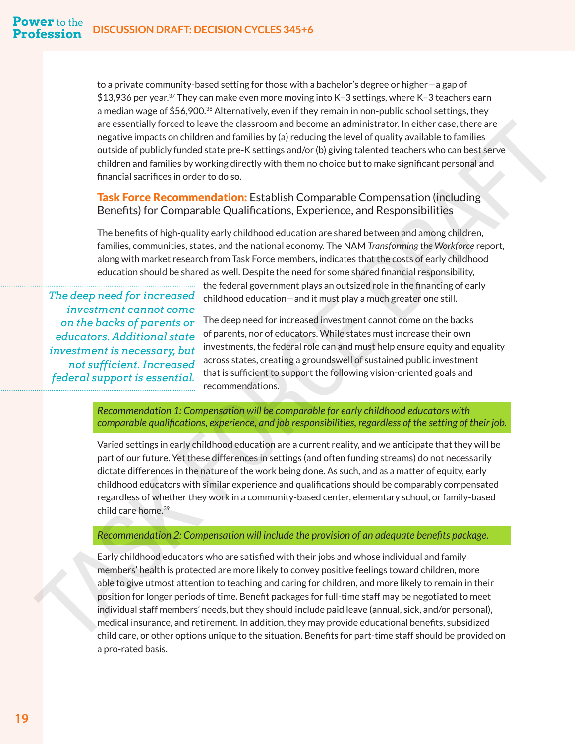to a private community-based setting for those with a bachelor's degree or higher—a gap of $13,936 per year.[37] They can make even more moving into K–3 settings, where K–3 teachers earn a median wage of $56,900.[38] Alternatively, even if they remain in non-public school settings, they are essentially forced to leave the classroom and become an administrator. In either case, there are negative impacts on children and families by (a) reducing the level of quality available to families outside of publicly funded state pre-K settings and/or (b) giving talented teachers who can best serve children and families by working directly with them no choice but to make significant personal and financial sacrifices in order to do so.

### **Task Force Recommendation:** Establish Comparable Compensation (including Benefits) for Comparable Qualifications, Experience, and Responsibilities

The benefits of high-quality early childhood education are shared between and among children, families, communities, states, and the national economy. The NAM *Transforming the Workforce* report, along with market research from Task Force members, indicates that the costs of early childhood education should be shared as well. Despite the need for some shared financial responsibility, the federal government plays an outsized role in the financing of early childhood education—and it must play a much greater one still.

The deep need for increased investment cannot come on the backs of parents, nor of educators. While states must increase their own investments, the federal role can and must help ensure equity and equality across states, creating a groundswell of sustained public investment that is sufficient to support the following vision-oriented goals and recommendations.

> *The deep need for increased investment cannot come on the backs of parents or educators. Additional state investment is necessary, but not sufficient. Increased federal support is essential.*

*Recommendation 1: Compensation will be comparable for early childhood educators with comparable qualifications, experience, and job responsibilities, regardless of the setting of their job.*

Varied settings in early childhood education are a current reality, and we anticipate that they will be part of our future. Yet these differences in settings (and often funding streams) do not necessarily dictate differences in the nature of the work being done. As such, and as a matter of equity, early childhood educators with similar experience and qualifications should be comparably compensated regardless of whether they work in a community-based center, elementary school, or family-based child care home.[39]

*Recommendation 2: Compensation will include the provision of an adequate benefits package.*

Early childhood educators who are satisfied with their jobs and whose individual and family members' health is protected are more likely to convey positive feelings toward children, more able to give utmost attention to teaching and caring for children, and more likely to remain in their position for longer periods of time. Benefit packages for full-time staff may be negotiated to meet individual staff members' needs, but they should include paid leave (annual, sick, and/or personal), medical insurance, and retirement. In addition, they may provide educational benefits, subsidized child care, or other options unique to the situation. Benefits for part-time staff should be provided on a pro-rated basis.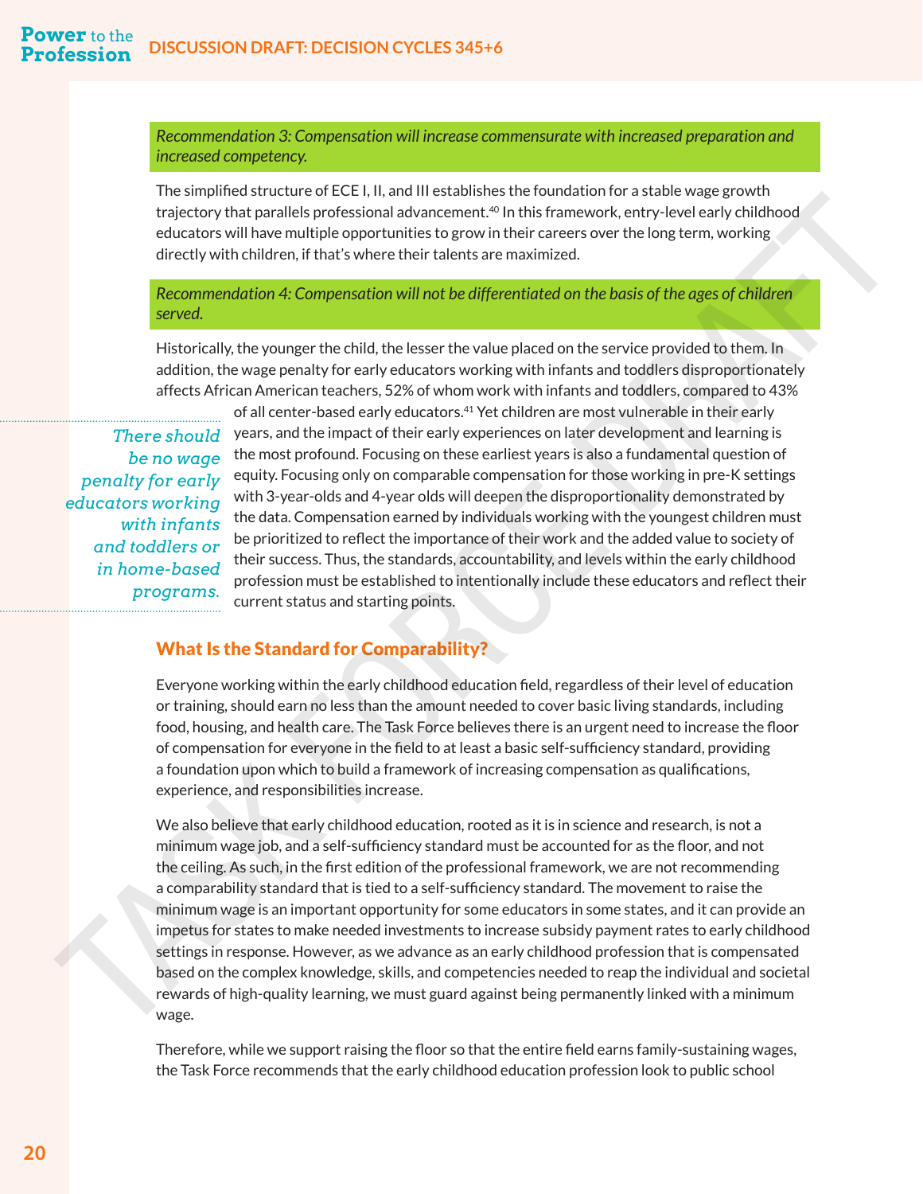*Recommendation 3: Compensation will increase commensurate with increased preparation and increased competency.*

The simplified structure of ECE I, II, and III establishes the foundation for a stable wage growth trajectory that parallels professional advancement.[40] In this framework, entry-level early childhood educators will have multiple opportunities to grow in their careers over the long term, working directly with children, if that's where their talents are maximized.

*Recommendation 4: Compensation will not be differentiated on the basis of the ages of children served.*

Historically, the younger the child, the lesser the value placed on the service provided to them. In addition, the wage penalty for early educators working with infants and toddlers disproportionately affects African American teachers, 52% of whom work with infants and toddlers, compared to 43% of all center-based early educators.[41] Yet children are most vulnerable in their early years, and the impact of their early experiences on later development and learning is the most profound. Focusing on these earliest years is also a fundamental question of equity. Focusing only on comparable compensation for those working in pre-K settings with 3-year-olds and 4-year olds will deepen the disproportionality demonstrated by the data. Compensation earned by individuals working with the youngest children must be prioritized to reflect the importance of their work and the added value to society of their success. Thus, the standards, accountability, and levels within the early childhood profession must be established to intentionally include these educators and reflect their current status and starting points.

*There should be no wage penalty for early educators working with infants and toddlers or in home-based programs.*

## What Is the Standard for Comparability?

Everyone working within the early childhood education field, regardless of their level of education or training, should earn no less than the amount needed to cover basic living standards, including food, housing, and health care. The Task Force believes there is an urgent need to increase the floor of compensation for everyone in the field to at least a basic self-sufficiency standard, providing a foundation upon which to build a framework of increasing compensation as qualifications, experience, and responsibilities increase.

We also believe that early childhood education, rooted as it is in science and research, is not a minimum wage job, and a self-sufficiency standard must be accounted for as the floor, and not the ceiling. As such, in the first edition of the professional framework, we are not recommending a comparability standard that is tied to a self-sufficiency standard. The movement to raise the minimum wage is an important opportunity for some educators in some states, and it can provide an impetus for states to make needed investments to increase subsidy payment rates to early childhood settings in response. However, as we advance as an early childhood profession that is compensated based on the complex knowledge, skills, and competencies needed to reap the individual and societal rewards of high-quality learning, we must guard against being permanently linked with a minimum wage.

Therefore, while we support raising the floor so that the entire field earns family-sustaining wages, the Task Force recommends that the early childhood education profession look to public school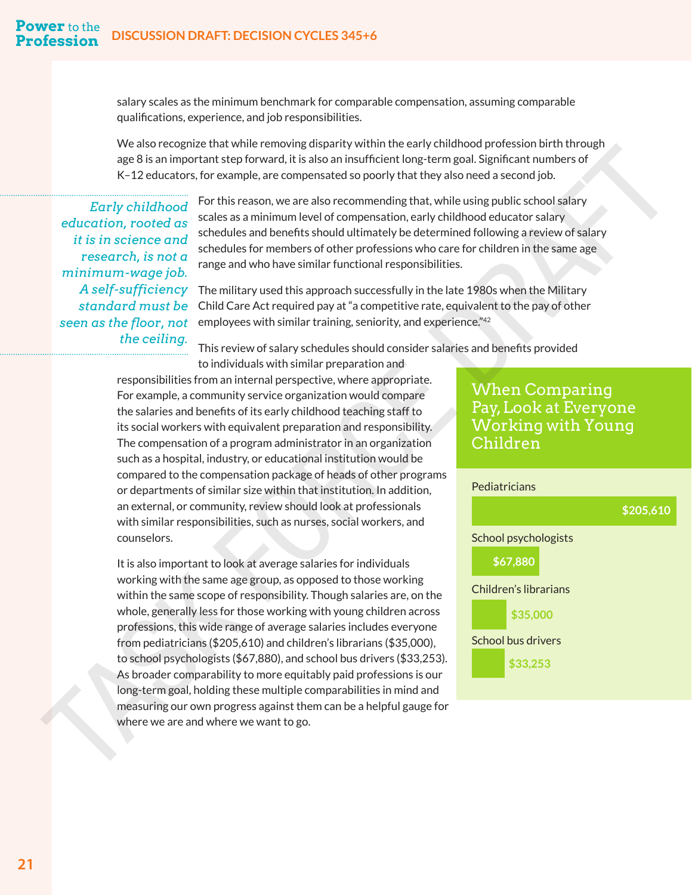salary scales as the minimum benchmark for comparable compensation, assuming comparable qualifications, experience, and job responsibilities.

We also recognize that while removing disparity within the early childhood profession birth through age 8 is an important step forward, it is also an insufficient long-term goal. Significant numbers of K–12 educators, for example, are compensated so poorly that they also need a second job.

*Early childhood education, rooted as it is in science and research, is not a minimum-wage job. A self-sufficiency standard must be seen as the floor, not the ceiling.*

For this reason, we are also recommending that, while using public school salary scales as a minimum level of compensation, early childhood educator salary schedules and benefits should ultimately be determined following a review of salary schedules for members of other professions who care for children in the same age range and who have similar functional responsibilities.

The military used this approach successfully in the late 1980s when the Military Child Care Act required pay at "a competitive rate, equivalent to the pay of other employees with similar training, seniority, and experience."[42]

This review of salary schedules should consider salaries and benefits provided to individuals with similar preparation and responsibilities from an internal perspective, where appropriate. For example, a community service organization would compare the salaries and benefits of its early childhood teaching staff to its social workers with equivalent preparation and responsibility. The compensation of a program administrator in an organization such as a hospital, industry, or educational institution would be compared to the compensation package of heads of other programs or departments of similar size within that institution. In addition, an external, or community, review should look at professionals with similar responsibilities, such as nurses, social workers, and counselors.

It is also important to look at average salaries for individuals working with the same age group, as opposed to those working within the same scope of responsibility. Though salaries are, on the whole, generally less for those working with young children across professions, this wide range of average salaries includes everyone from pediatricians ($205,610) and children's librarians ($35,000), to school psychologists ($67,880), and school bus drivers ($33,253). As broader comparability to more equitably paid professions is our long-term goal, holding these multiple comparabilities in mind and measuring our own progress against them can be a helpful gauge for where we are and where we want to go.

## When Comparing Pay, Look at Everyone Working with Young Children

| Profession | Salary |
|---|---|
| Pediatricians | $205,610 |
| School psychologists | $67,880 |
| Children's librarians | $35,000 |
| School bus drivers | $33,253 |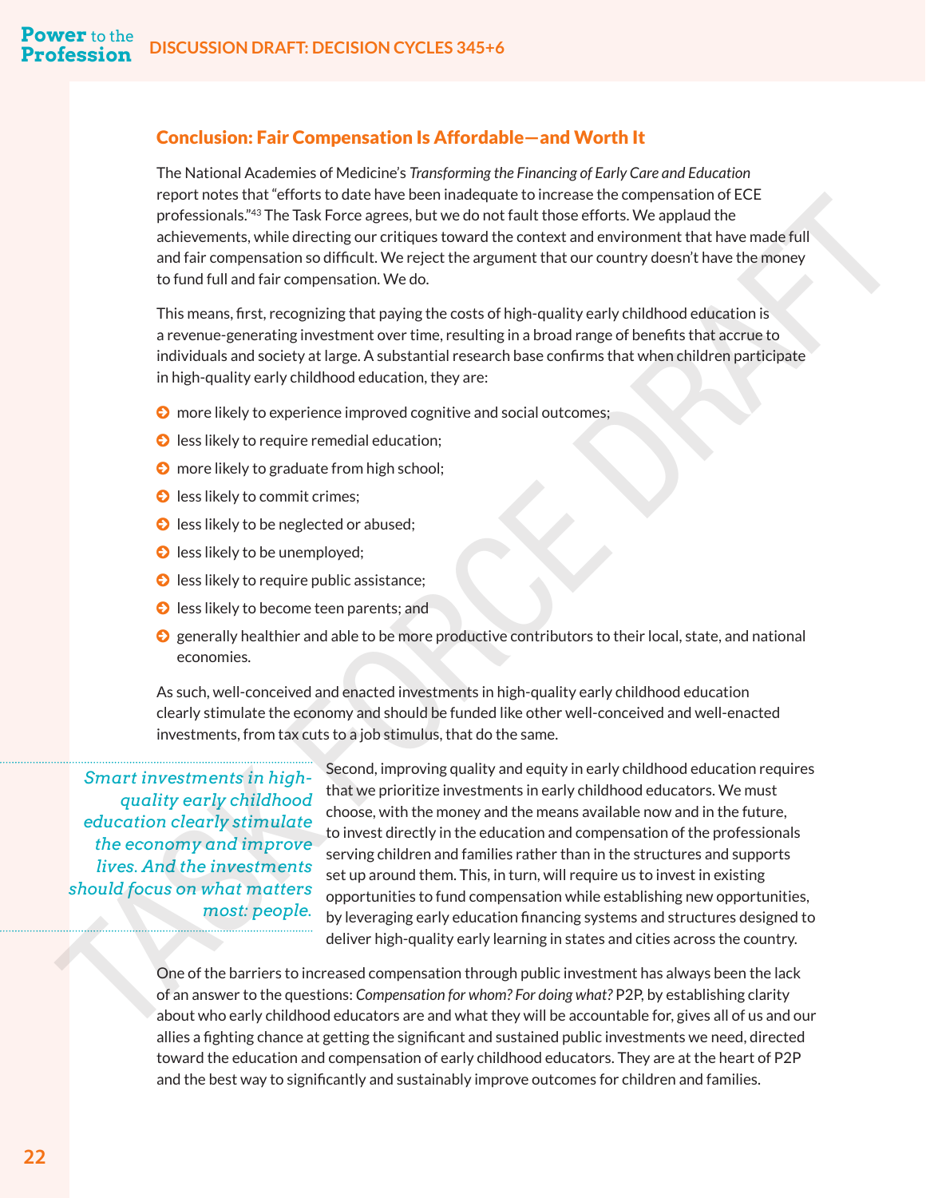## Conclusion: Fair Compensation Is Affordable—and Worth It

The National Academies of Medicine's *Transforming the Financing of Early Care and Education* report notes that "efforts to date have been inadequate to increase the compensation of ECE professionals."[43] The Task Force agrees, but we do not fault those efforts. We applaud the achievements, while directing our critiques toward the context and environment that have made full and fair compensation so difficult. We reject the argument that our country doesn't have the money to fund full and fair compensation. We do.

This means, first, recognizing that paying the costs of high-quality early childhood education is a revenue-generating investment over time, resulting in a broad range of benefits that accrue to individuals and society at large. A substantial research base confirms that when children participate in high-quality early childhood education, they are:

- more likely to experience improved cognitive and social outcomes;
- less likely to require remedial education;
- more likely to graduate from high school;
- less likely to commit crimes;
- less likely to be neglected or abused;
- less likely to be unemployed;
- less likely to require public assistance;
- less likely to become teen parents; and
- generally healthier and able to be more productive contributors to their local, state, and national economies.

As such, well-conceived and enacted investments in high-quality early childhood education clearly stimulate the economy and should be funded like other well-conceived and well-enacted investments, from tax cuts to a job stimulus, that do the same.

*Smart investments in high-quality early childhood education clearly stimulate the economy and improve lives. And the investments should focus on what matters most: people.*

Second, improving quality and equity in early childhood education requires that we prioritize investments in early childhood educators. We must choose, with the money and the means available now and in the future, to invest directly in the education and compensation of the professionals serving children and families rather than in the structures and supports set up around them. This, in turn, will require us to invest in existing opportunities to fund compensation while establishing new opportunities, by leveraging early education financing systems and structures designed to deliver high-quality early learning in states and cities across the country.

One of the barriers to increased compensation through public investment has always been the lack of an answer to the questions: *Compensation for whom? For doing what?* P2P, by establishing clarity about who early childhood educators are and what they will be accountable for, gives all of us and our allies a fighting chance at getting the significant and sustained public investments we need, directed toward the education and compensation of early childhood educators. They are at the heart of P2P and the best way to significantly and sustainably improve outcomes for children and families.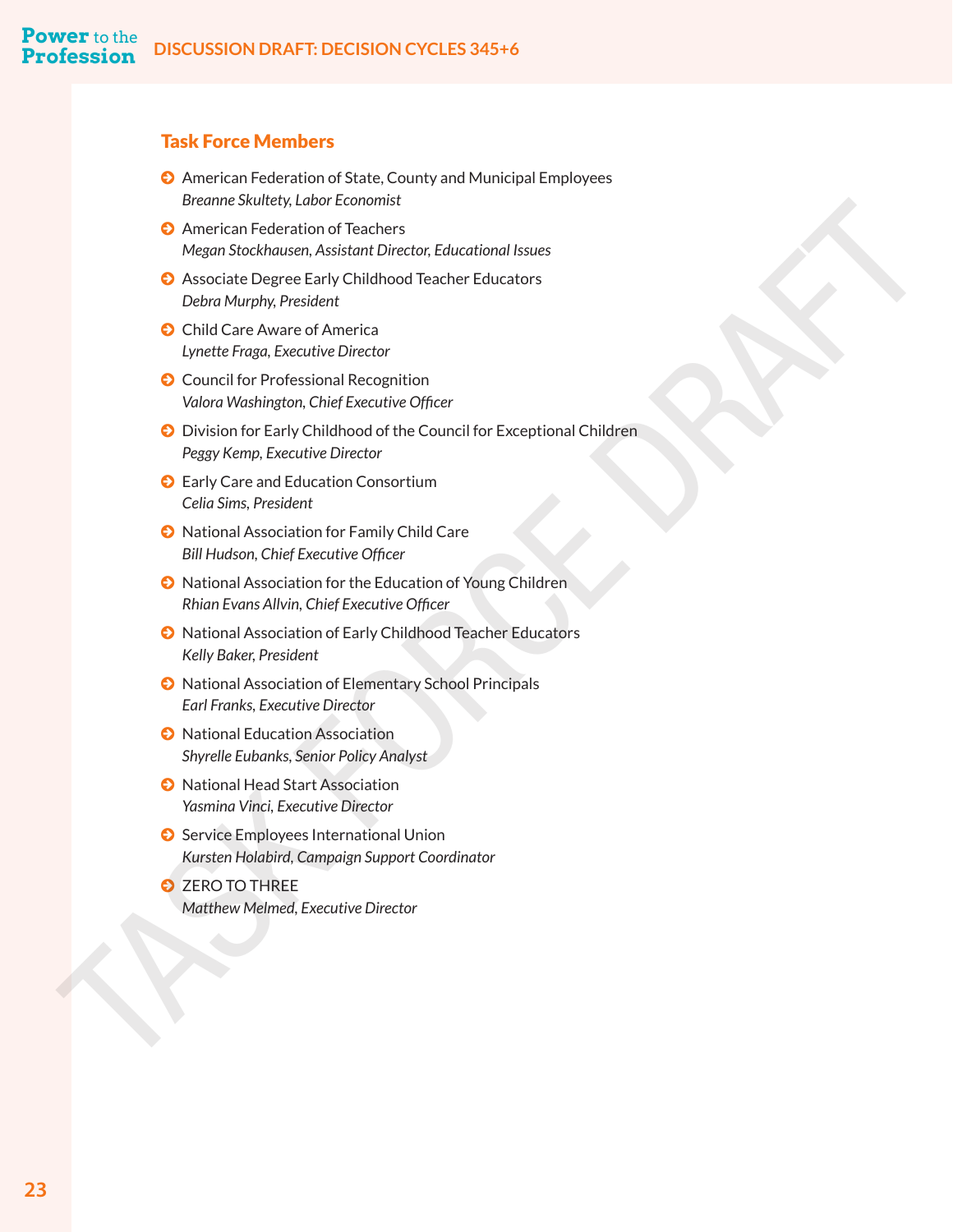## Task Force Members

- American Federation of State, County and Municipal Employees
  *Breanne Skultety, Labor Economist*
- American Federation of Teachers
  *Megan Stockhausen, Assistant Director, Educational Issues*
- Associate Degree Early Childhood Teacher Educators
  *Debra Murphy, President*
- Child Care Aware of America
  *Lynette Fraga, Executive Director*
- Council for Professional Recognition
  *Valora Washington, Chief Executive Officer*
- Division for Early Childhood of the Council for Exceptional Children
  *Peggy Kemp, Executive Director*
- Early Care and Education Consortium
  *Celia Sims, President*
- National Association for Family Child Care
  *Bill Hudson, Chief Executive Officer*
- National Association for the Education of Young Children
  *Rhian Evans Allvin, Chief Executive Officer*
- National Association of Early Childhood Teacher Educators
  *Kelly Baker, President*
- National Association of Elementary School Principals
  *Earl Franks, Executive Director*
- National Education Association
  *Shyrelle Eubanks, Senior Policy Analyst*
- National Head Start Association
  *Yasmina Vinci, Executive Director*
- Service Employees International Union
  *Kursten Holabird, Campaign Support Coordinator*
- ZERO TO THREE
  *Matthew Melmed, Executive Director*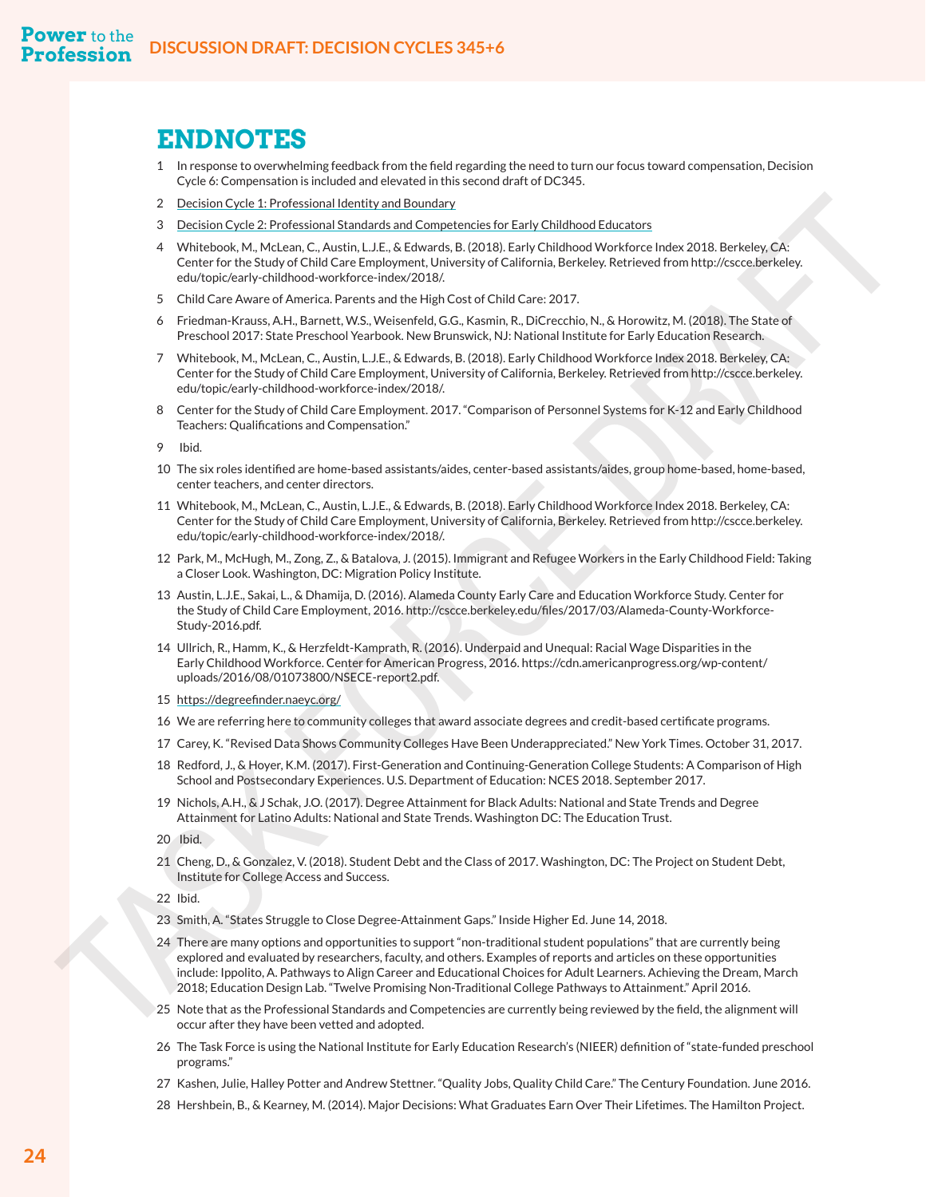# ENDNOTES

1. In response to overwhelming feedback from the field regarding the need to turn our focus toward compensation, Decision Cycle 6: Compensation is included and elevated in this second draft of DC345.
2. Decision Cycle 1: Professional Identity and Boundary
3. Decision Cycle 2: Professional Standards and Competencies for Early Childhood Educators
4. Whitebook, M., McLean, C., Austin, L.J.E., & Edwards, B. (2018). Early Childhood Workforce Index 2018. Berkeley, CA: Center for the Study of Child Care Employment, University of California, Berkeley. Retrieved from http://cscce.berkeley.edu/topic/early-childhood-workforce-index/2018/.
5. Child Care Aware of America. Parents and the High Cost of Child Care: 2017.
6. Friedman-Krauss, A.H., Barnett, W.S., Weisenfeld, G.G., Kasmin, R., DiCrecchio, N., & Horowitz, M. (2018). The State of Preschool 2017: State Preschool Yearbook. New Brunswick, NJ: National Institute for Early Education Research.
7. Whitebook, M., McLean, C., Austin, L.J.E., & Edwards, B. (2018). Early Childhood Workforce Index 2018. Berkeley, CA: Center for the Study of Child Care Employment, University of California, Berkeley. Retrieved from http://cscce.berkeley.edu/topic/early-childhood-workforce-index/2018/.
8. Center for the Study of Child Care Employment. 2017. "Comparison of Personnel Systems for K-12 and Early Childhood Teachers: Qualifications and Compensation."
9. Ibid.
10. The six roles identified are home-based assistants/aides, center-based assistants/aides, group home-based, home-based, center teachers, and center directors.
11. Whitebook, M., McLean, C., Austin, L.J.E., & Edwards, B. (2018). Early Childhood Workforce Index 2018. Berkeley, CA: Center for the Study of Child Care Employment, University of California, Berkeley. Retrieved from http://cscce.berkeley.edu/topic/early-childhood-workforce-index/2018/.
12. Park, M., McHugh, M., Zong, Z., & Batalova, J. (2015). Immigrant and Refugee Workers in the Early Childhood Field: Taking a Closer Look. Washington, DC: Migration Policy Institute.
13. Austin, L.J.E., Sakai, L., & Dhamija, D. (2016). Alameda County Early Care and Education Workforce Study. Center for the Study of Child Care Employment, 2016. http://cscce.berkeley.edu/files/2017/03/Alameda-County-Workforce-Study-2016.pdf.
14. Ullrich, R., Hamm, K., & Herzfeldt-Kamprath, R. (2016). Underpaid and Unequal: Racial Wage Disparities in the Early Childhood Workforce. Center for American Progress, 2016. https://cdn.americanprogress.org/wp-content/uploads/2016/08/01073800/NSECE-report2.pdf.
15. https://degreefinder.naeyc.org/
16. We are referring here to community colleges that award associate degrees and credit-based certificate programs.
17. Carey, K. "Revised Data Shows Community Colleges Have Been Underappreciated." New York Times. October 31, 2017.
18. Redford, J., & Hoyer, K.M. (2017). First-Generation and Continuing-Generation College Students: A Comparison of High School and Postsecondary Experiences. U.S. Department of Education: NCES 2018. September 2017.
19. Nichols, A.H., & J Schak, J.O. (2017). Degree Attainment for Black Adults: National and State Trends and Degree Attainment for Latino Adults: National and State Trends. Washington DC: The Education Trust.
20. Ibid.
21. Cheng, D., & Gonzalez, V. (2018). Student Debt and the Class of 2017. Washington, DC: The Project on Student Debt, Institute for College Access and Success.
22. Ibid.
23. Smith, A. "States Struggle to Close Degree-Attainment Gaps." Inside Higher Ed. June 14, 2018.
24. There are many options and opportunities to support "non-traditional student populations" that are currently being explored and evaluated by researchers, faculty, and others. Examples of reports and articles on these opportunities include: Ippolito, A. Pathways to Align Career and Educational Choices for Adult Learners. Achieving the Dream, March 2018; Education Design Lab. "Twelve Promising Non-Traditional College Pathways to Attainment." April 2016.
25. Note that as the Professional Standards and Competencies are currently being reviewed by the field, the alignment will occur after they have been vetted and adopted.
26. The Task Force is using the National Institute for Early Education Research's (NIEER) definition of "state-funded preschool programs."
27. Kashen, Julie, Halley Potter and Andrew Stettner. "Quality Jobs, Quality Child Care." The Century Foundation. June 2016.
28. Hershbein, B., & Kearney, M. (2014). Major Decisions: What Graduates Earn Over Their Lifetimes. The Hamilton Project.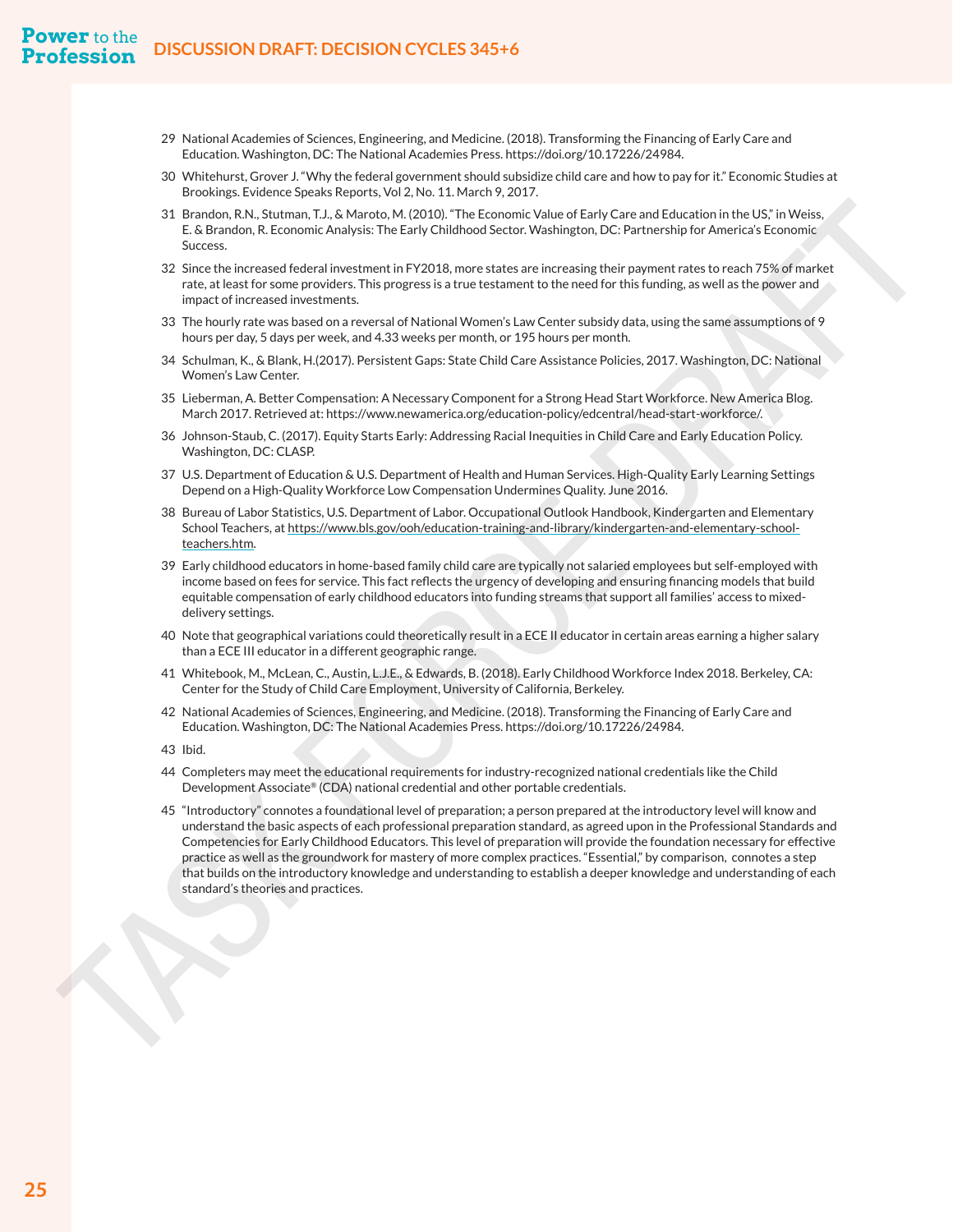29 National Academies of Sciences, Engineering, and Medicine. (2018). Transforming the Financing of Early Care and Education. Washington, DC: The National Academies Press. https://doi.org/10.17226/24984.

30 Whitehurst, Grover J. "Why the federal government should subsidize child care and how to pay for it." Economic Studies at Brookings. Evidence Speaks Reports, Vol 2, No. 11. March 9, 2017.

31 Brandon, R.N., Stutman, T.J., & Maroto, M. (2010). "The Economic Value of Early Care and Education in the US," in Weiss, E. & Brandon, R. Economic Analysis: The Early Childhood Sector. Washington, DC: Partnership for America's Economic Success.

32 Since the increased federal investment in FY2018, more states are increasing their payment rates to reach 75% of market rate, at least for some providers. This progress is a true testament to the need for this funding, as well as the power and impact of increased investments.

33 The hourly rate was based on a reversal of National Women's Law Center subsidy data, using the same assumptions of 9 hours per day, 5 days per week, and 4.33 weeks per month, or 195 hours per month.

34 Schulman, K., & Blank, H.(2017). Persistent Gaps: State Child Care Assistance Policies, 2017. Washington, DC: National Women's Law Center.

35 Lieberman, A. Better Compensation: A Necessary Component for a Strong Head Start Workforce. New America Blog. March 2017. Retrieved at: https://www.newamerica.org/education-policy/edcentral/head-start-workforce/.

36 Johnson-Staub, C. (2017). Equity Starts Early: Addressing Racial Inequities in Child Care and Early Education Policy. Washington, DC: CLASP.

37 U.S. Department of Education & U.S. Department of Health and Human Services. High-Quality Early Learning Settings Depend on a High-Quality Workforce Low Compensation Undermines Quality. June 2016.

38 Bureau of Labor Statistics, U.S. Department of Labor. Occupational Outlook Handbook, Kindergarten and Elementary School Teachers, at https://www.bls.gov/ooh/education-training-and-library/kindergarten-and-elementary-school-teachers.htm.

39 Early childhood educators in home-based family child care are typically not salaried employees but self-employed with income based on fees for service. This fact reflects the urgency of developing and ensuring financing models that build equitable compensation of early childhood educators into funding streams that support all families' access to mixed-delivery settings.

40 Note that geographical variations could theoretically result in a ECE II educator in certain areas earning a higher salary than a ECE III educator in a different geographic range.

41 Whitebook, M., McLean, C., Austin, L.J.E., & Edwards, B. (2018). Early Childhood Workforce Index 2018. Berkeley, CA: Center for the Study of Child Care Employment, University of California, Berkeley.

42 National Academies of Sciences, Engineering, and Medicine. (2018). Transforming the Financing of Early Care and Education. Washington, DC: The National Academies Press. https://doi.org/10.17226/24984.

43 Ibid.

44 Completers may meet the educational requirements for industry-recognized national credentials like the Child Development Associate® (CDA) national credential and other portable credentials.

45 "Introductory" connotes a foundational level of preparation; a person prepared at the introductory level will know and understand the basic aspects of each professional preparation standard, as agreed upon in the Professional Standards and Competencies for Early Childhood Educators. This level of preparation will provide the foundation necessary for effective practice as well as the groundwork for mastery of more complex practices. "Essential," by comparison, connotes a step that builds on the introductory knowledge and understanding to establish a deeper knowledge and understanding of each standard's theories and practices.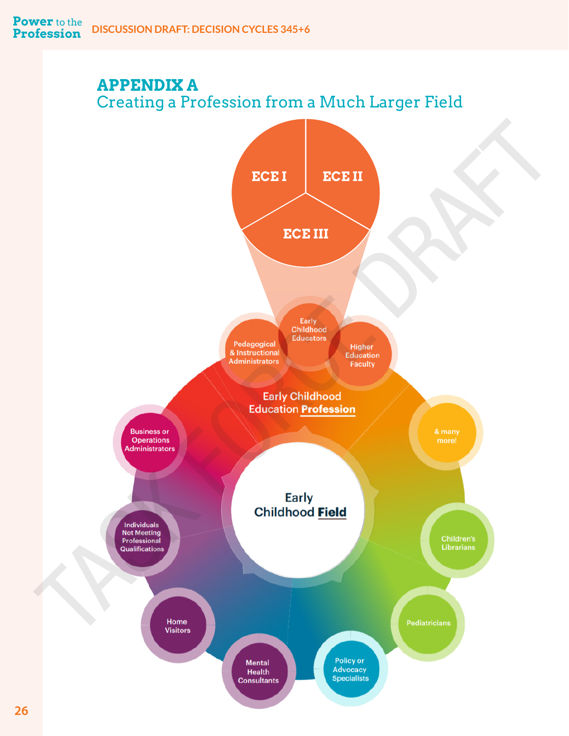# APPENDIX A

## Creating a Profession from a Much Larger Field

ECE I

ECE II

ECE III

Pedagogical & Instructional Administrators

Early Childhood Educators

Higher Education Faculty

Early Childhood Education **Profession**

Business or Operations Administrators

& many more!

Early Childhood **Field**

Individuals Not Meeting Professional Qualifications

Children's Librarians

Pediatricians

Home Visitors

Mental Health Consultants

Policy or Advocacy Specialists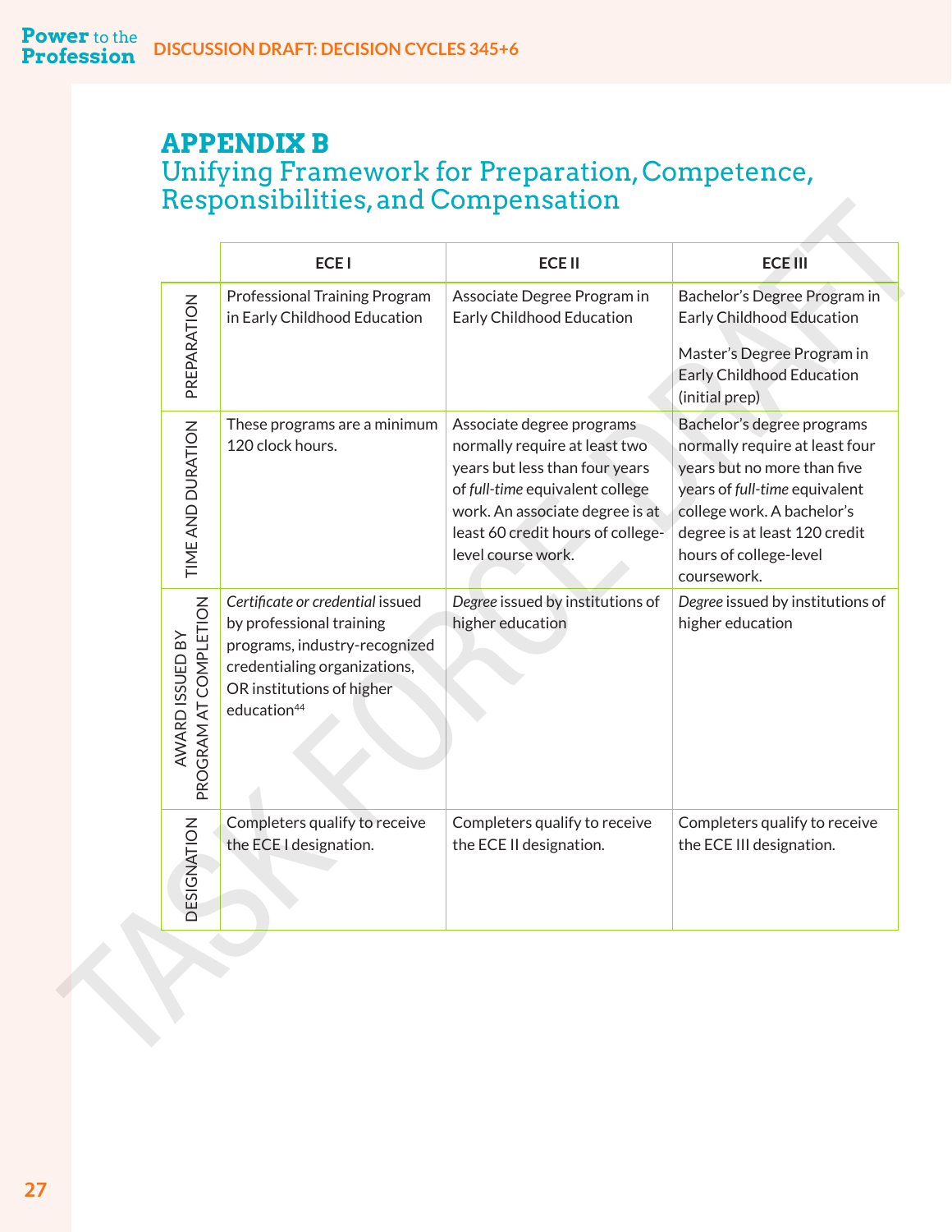# APPENDIX B

## Unifying Framework for Preparation, Competence, Responsibilities, and Compensation

| | ECE I | ECE II | ECE III |
|---|---|---|---|
| PREPARATION | Professional Training Program in Early Childhood Education | Associate Degree Program in Early Childhood Education | Bachelor's Degree Program in Early Childhood Education<br><br>Master's Degree Program in Early Childhood Education (initial prep) |
| TIME AND DURATION | These programs are a minimum 120 clock hours. | Associate degree programs normally require at least two years but less than four years of *full-time* equivalent college work. An associate degree is at least 60 credit hours of college-level course work. | Bachelor's degree programs normally require at least four years but no more than five years of *full-time* equivalent college work. A bachelor's degree is at least 120 credit hours of college-level coursework. |
| AWARD ISSUED BY PROGRAM AT COMPLETION | *Certificate or credential* issued by professional training programs, industry-recognized credentialing organizations, OR institutions of higher education[44] | *Degree* issued by institutions of higher education | *Degree* issued by institutions of higher education |
| DESIGNATION | Completers qualify to receive the ECE I designation. | Completers qualify to receive the ECE II designation. | Completers qualify to receive the ECE III designation. |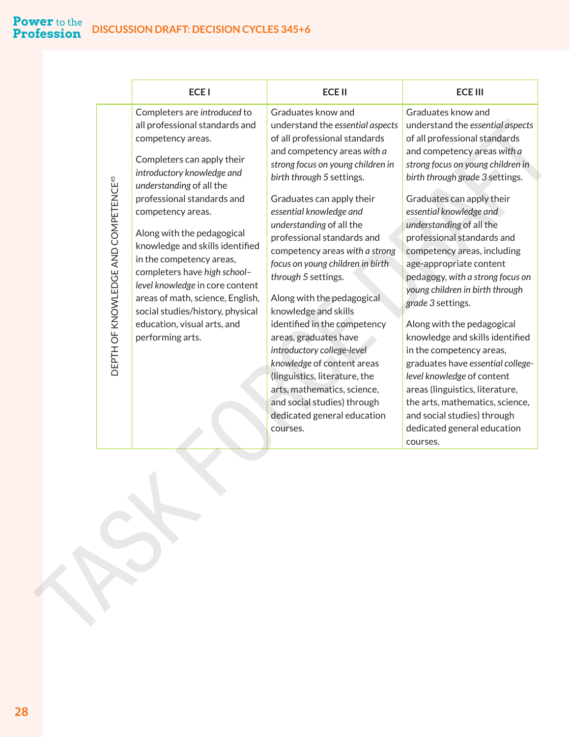| | ECE I | ECE II | ECE III |
|---|---|---|---|
| DEPTH OF KNOWLEDGE AND COMPETENCE[45] | Completers are *introduced* to all professional standards and competency areas.<br><br>Completers can apply their *introductory knowledge and understanding* of all the professional standards and competency areas.<br><br>Along with the pedagogical knowledge and skills identified in the competency areas, completers have *high school–level knowledge* in core content areas of math, science, English, social studies/history, physical education, visual arts, and performing arts. | Graduates know and understand the *essential aspects* of all professional standards and competency areas *with a strong focus on young children in birth through 5* settings.<br><br>Graduates can apply their *essential knowledge and understanding* of all the professional standards and competency areas *with a strong focus on young children in birth through 5* settings.<br><br>Along with the pedagogical knowledge and skills identified in the competency areas, graduates have *introductory college-level knowledge* of content areas (linguistics, literature, the arts, mathematics, science, and social studies) through dedicated general education courses. | Graduates know and understand the *essential aspects* of all professional standards and competency areas *with a strong focus on young children in birth through grade 3* settings.<br><br>Graduates can apply their *essential knowledge and understanding* of all the professional standards and competency areas, including age-appropriate content pedagogy, *with a strong focus on young children in birth through grade 3* settings.<br><br>Along with the pedagogical knowledge and skills identified in the competency areas, graduates have *essential college-level knowledge* of content areas (linguistics, literature, the arts, mathematics, science, and social studies) through dedicated general education courses. |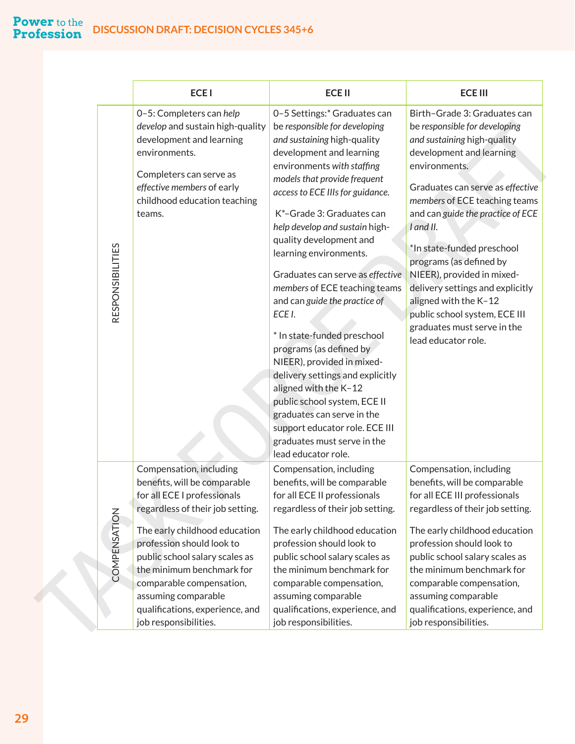| | ECE I | ECE II | ECE III |
|---|---|---|---|
| RESPONSIBILITIES | 0–5: Completers can *help develop* and sustain high-quality development and learning environments.<br><br>Completers can serve as *effective members* of early childhood education teaching teams. | 0–5 Settings:* Graduates can be *responsible for developing and sustaining* high-quality development and learning environments *with staffing models that provide frequent access to ECE IIIs for guidance.*<br><br>K*–Grade 3: Graduates can *help develop and sustain* high-quality development and learning environments.<br><br>Graduates can serve as *effective members* of ECE teaching teams and can *guide the practice of ECE I.*<br><br>* In state-funded preschool programs (as defined by NIEER), provided in mixed-delivery settings and explicitly aligned with the K–12 public school system, ECE II graduates can serve in the support educator role. ECE III graduates must serve in the lead educator role. | Birth–Grade 3: Graduates can be *responsible for developing and sustaining* high-quality development and learning environments.<br><br>Graduates can serve as *effective members* of ECE teaching teams and can *guide the practice of ECE I and II.*<br><br>*In state-funded preschool programs (as defined by NIEER), provided in mixed-delivery settings and explicitly aligned with the K–12 public school system, ECE III graduates must serve in the lead educator role. |
| COMPENSATION | Compensation, including benefits, will be comparable for all ECE I professionals regardless of their job setting.<br><br>The early childhood education profession should look to public school salary scales as the minimum benchmark for comparable compensation, assuming comparable qualifications, experience, and job responsibilities. | Compensation, including benefits, will be comparable for all ECE II professionals regardless of their job setting.<br><br>The early childhood education profession should look to public school salary scales as the minimum benchmark for comparable compensation, assuming comparable qualifications, experience, and job responsibilities. | Compensation, including benefits, will be comparable for all ECE III professionals regardless of their job setting.<br><br>The early childhood education profession should look to public school salary scales as the minimum benchmark for comparable compensation, assuming comparable qualifications, experience, and job responsibilities. |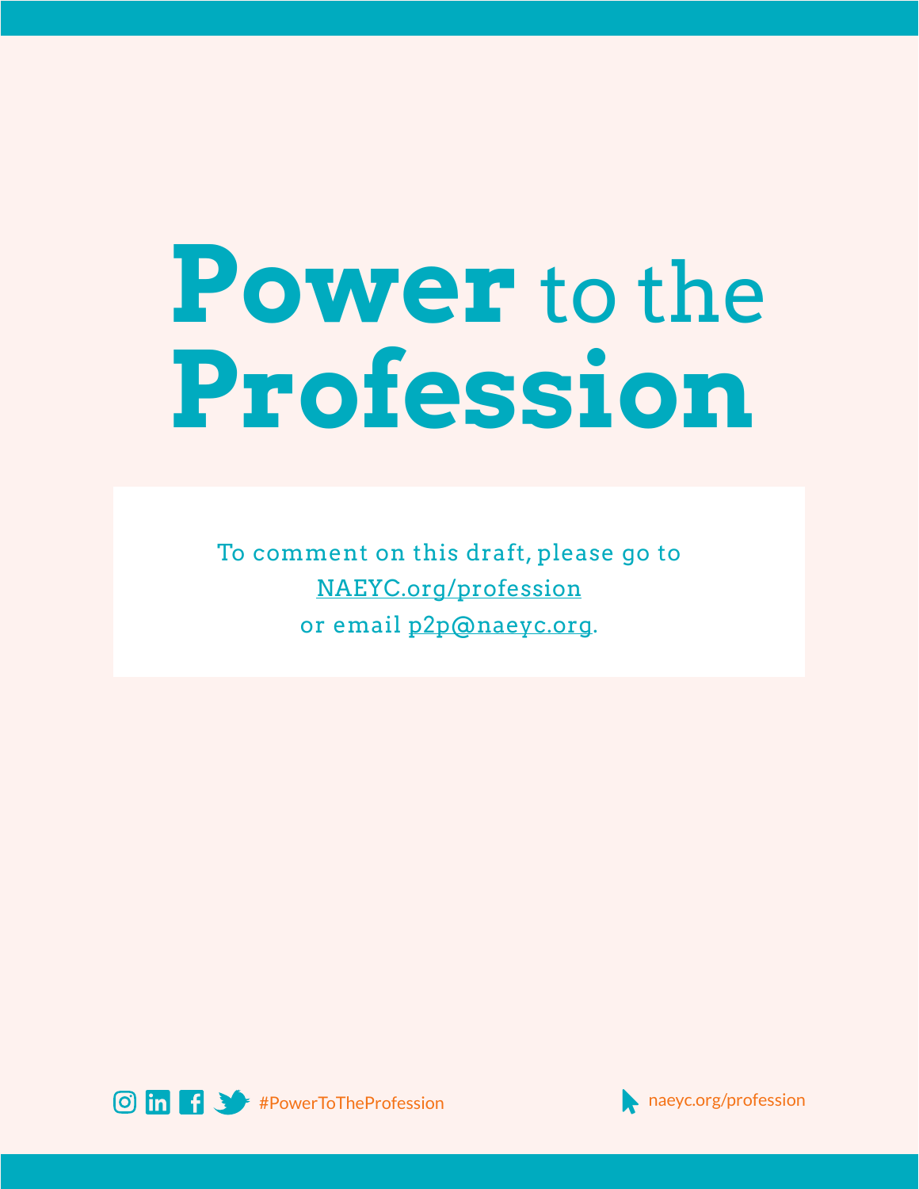# Power to the Profession

To comment on this draft, please go to
NAEYC.org/profession
or email p2p@naeyc.org.

#PowerToTheProfession

naeyc.org/profession